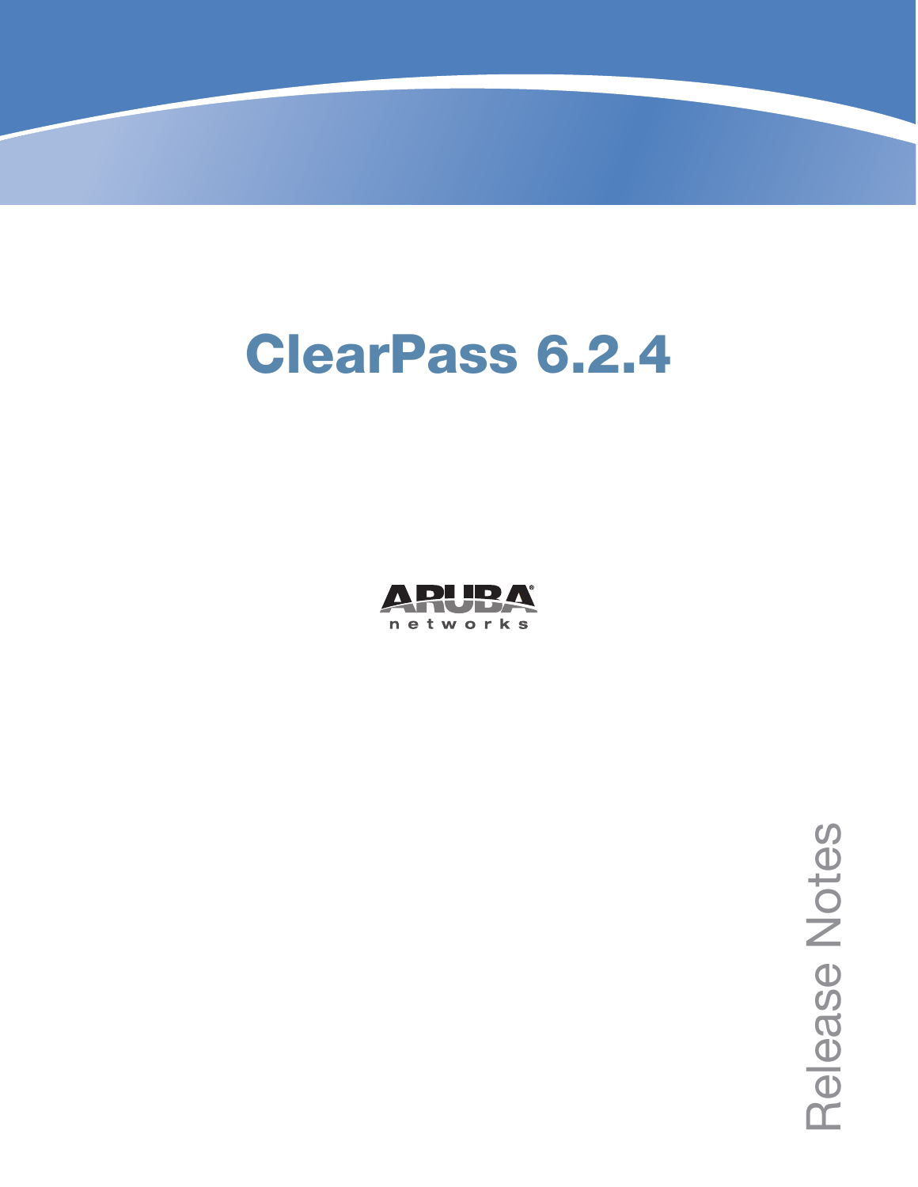# ClearPass 6.2.4

ARUBA networks

Release Notes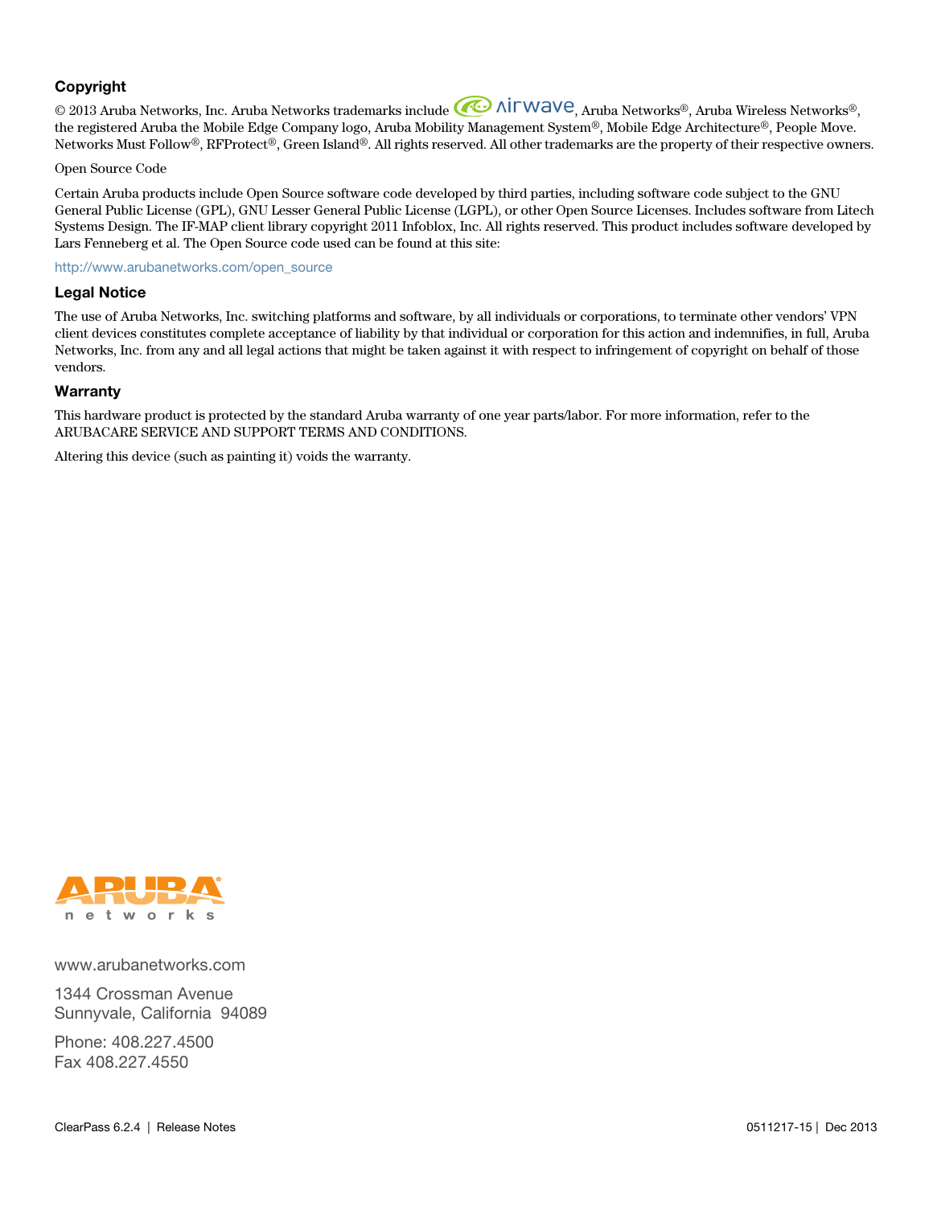## Copyright

© 2013 Aruba Networks, Inc. Aruba Networks trademarks include airwave, Aruba Networks®, Aruba Wireless Networks®, the registered Aruba the Mobile Edge Company logo, Aruba Mobility Management System®, Mobile Edge Architecture®, People Move. Networks Must Follow®, RFProtect®, Green Island®. All rights reserved. All other trademarks are the property of their respective owners.

Open Source Code

Certain Aruba products include Open Source software code developed by third parties, including software code subject to the GNU General Public License (GPL), GNU Lesser General Public License (LGPL), or other Open Source Licenses. Includes software from Litech Systems Design. The IF-MAP client library copyright 2011 Infoblox, Inc. All rights reserved. This product includes software developed by Lars Fenneberg et al. The Open Source code used can be found at this site:

http://www.arubanetworks.com/open_source

## Legal Notice

The use of Aruba Networks, Inc. switching platforms and software, by all individuals or corporations, to terminate other vendors' VPN client devices constitutes complete acceptance of liability by that individual or corporation for this action and indemnifies, in full, Aruba Networks, Inc. from any and all legal actions that might be taken against it with respect to infringement of copyright on behalf of those vendors.

## Warranty

This hardware product is protected by the standard Aruba warranty of one year parts/labor. For more information, refer to the ARUBACARE SERVICE AND SUPPORT TERMS AND CONDITIONS.

Altering this device (such as painting it) voids the warranty.

ARUBA networks

www.arubanetworks.com

1344 Crossman Avenue
Sunnyvale, California 94089

Phone: 408.227.4500
Fax 408.227.4550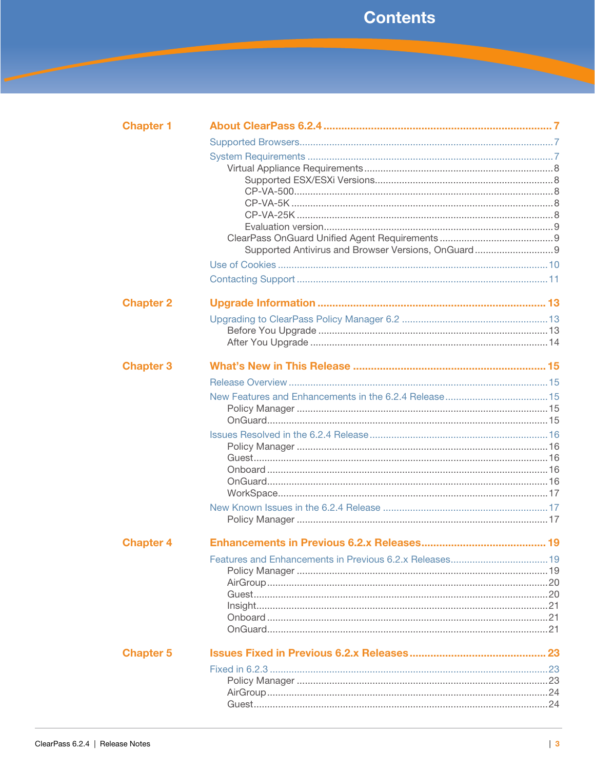# Contents

**Chapter 1 — About ClearPass 6.2.4** ....... 7

- Supported Browsers ....... 7
- System Requirements ....... 7
  - Virtual Appliance Requirements ....... 8
    - Supported ESX/ESXi Versions ....... 8
    - CP-VA-500 ....... 8
    - CP-VA-5K ....... 8
    - CP-VA-25K ....... 8
    - Evaluation version ....... 9
  - ClearPass OnGuard Unified Agent Requirements ....... 9
    - Supported Antivirus and Browser Versions, OnGuard ....... 9
- Use of Cookies ....... 10
- Contacting Support ....... 11

**Chapter 2 — Upgrade Information** ....... 13

- Upgrading to ClearPass Policy Manager 6.2 ....... 13
  - Before You Upgrade ....... 13
  - After You Upgrade ....... 14

**Chapter 3 — What's New in This Release** ....... 15

- Release Overview ....... 15
- New Features and Enhancements in the 6.2.4 Release ....... 15
  - Policy Manager ....... 15
  - OnGuard ....... 15
- Issues Resolved in the 6.2.4 Release ....... 16
  - Policy Manager ....... 16
  - Guest ....... 16
  - Onboard ....... 16
  - OnGuard ....... 16
  - WorkSpace ....... 17
- New Known Issues in the 6.2.4 Release ....... 17
  - Policy Manager ....... 17

**Chapter 4 — Enhancements in Previous 6.2.x Releases** ....... 19

- Features and Enhancements in Previous 6.2.x Releases ....... 19
  - Policy Manager ....... 19
  - AirGroup ....... 20
  - Guest ....... 20
  - Insight ....... 21
  - Onboard ....... 21
  - OnGuard ....... 21

**Chapter 5 — Issues Fixed in Previous 6.2.x Releases** ....... 23

- Fixed in 6.2.3 ....... 23
  - Policy Manager ....... 23
  - AirGroup ....... 24
  - Guest ....... 24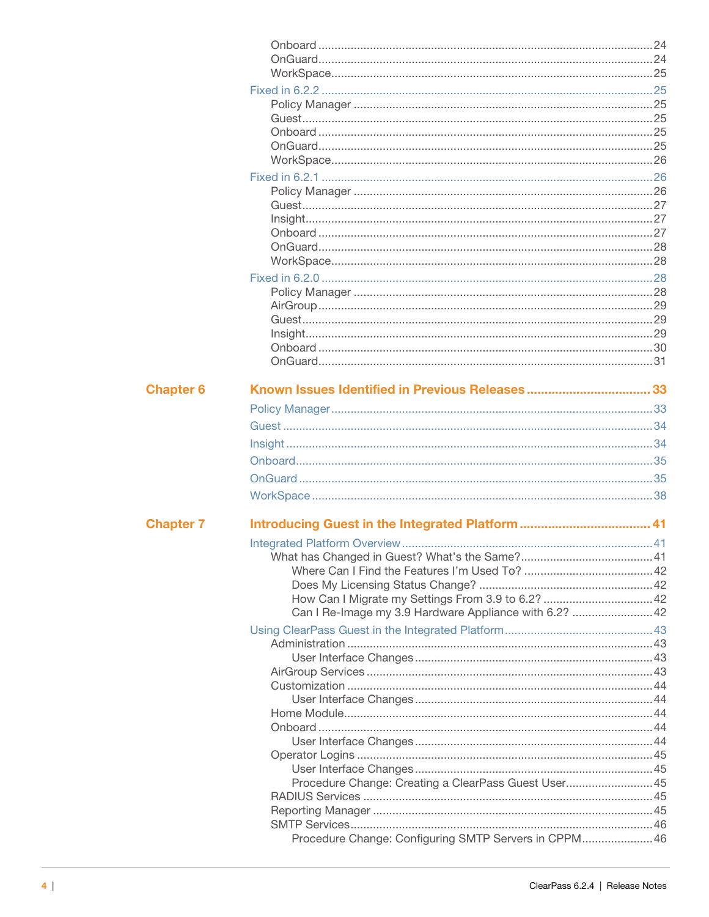Onboard ........................................................................................24
OnGuard........................................................................................24
WorkSpace....................................................................................25

Fixed in 6.2.2 .....................................................................................25
Policy Manager ..............................................................................25
Guest.............................................................................................25
Onboard ........................................................................................25
OnGuard........................................................................................25
WorkSpace....................................................................................26

Fixed in 6.2.1 .....................................................................................26
Policy Manager ..............................................................................26
Guest.............................................................................................27
Insight............................................................................................27
Onboard ........................................................................................27
OnGuard........................................................................................28
WorkSpace....................................................................................28

Fixed in 6.2.0 .....................................................................................28
Policy Manager ..............................................................................28
AirGroup........................................................................................29
Guest.............................................................................................29
Insight............................................................................................29
Onboard ........................................................................................30
OnGuard........................................................................................31

**Chapter 6 Known Issues Identified in Previous Releases .................................. 33**

Policy Manager...................................................................................33
Guest .................................................................................................34
Insight ................................................................................................34
Onboard.............................................................................................35
OnGuard ............................................................................................35
WorkSpace ........................................................................................38

**Chapter 7 Introducing Guest in the Integrated Platform ..................................... 41**

Integrated Platform Overview.............................................................41
What has Changed in Guest? What's the Same?.........................................41
Where Can I Find the Features I'm Used To? ........................................42
Does My Licensing Status Change? .....................................................42
How Can I Migrate my Settings From 3.9 to 6.2? ..................................42
Can I Re-Image my 3.9 Hardware Appliance with 6.2? .........................42

Using ClearPass Guest in the Integrated Platform.............................................43
Administration ..............................................................................43
User Interface Changes.........................................................43
AirGroup Services ........................................................................43
Customization ..............................................................................44
User Interface Changes.........................................................44
Home Module...............................................................................44
Onboard .......................................................................................44
User Interface Changes.........................................................44
Operator Logins ...........................................................................45
User Interface Changes.........................................................45
Procedure Change: Creating a ClearPass Guest User...........................45
RADIUS Services .........................................................................45
Reporting Manager ......................................................................45
SMTP Services.............................................................................46
Procedure Change: Configuring SMTP Servers in CPPM......................46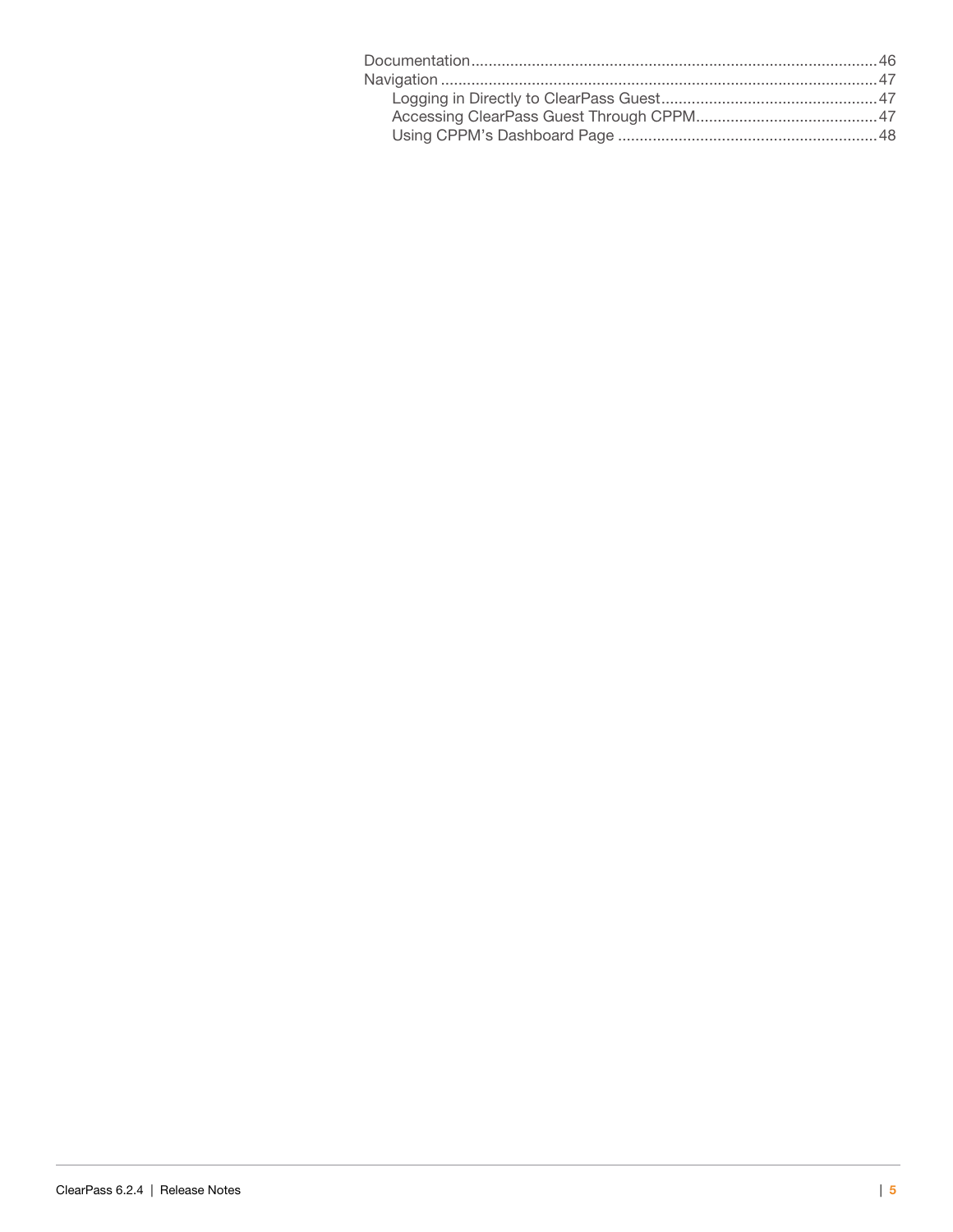Documentation......................................................................................46
Navigation ............................................................................................47
    Logging in Directly to ClearPass Guest..........................................47
    Accessing ClearPass Guest Through CPPM......................................47
    Using CPPM’s Dashboard Page .......................................................48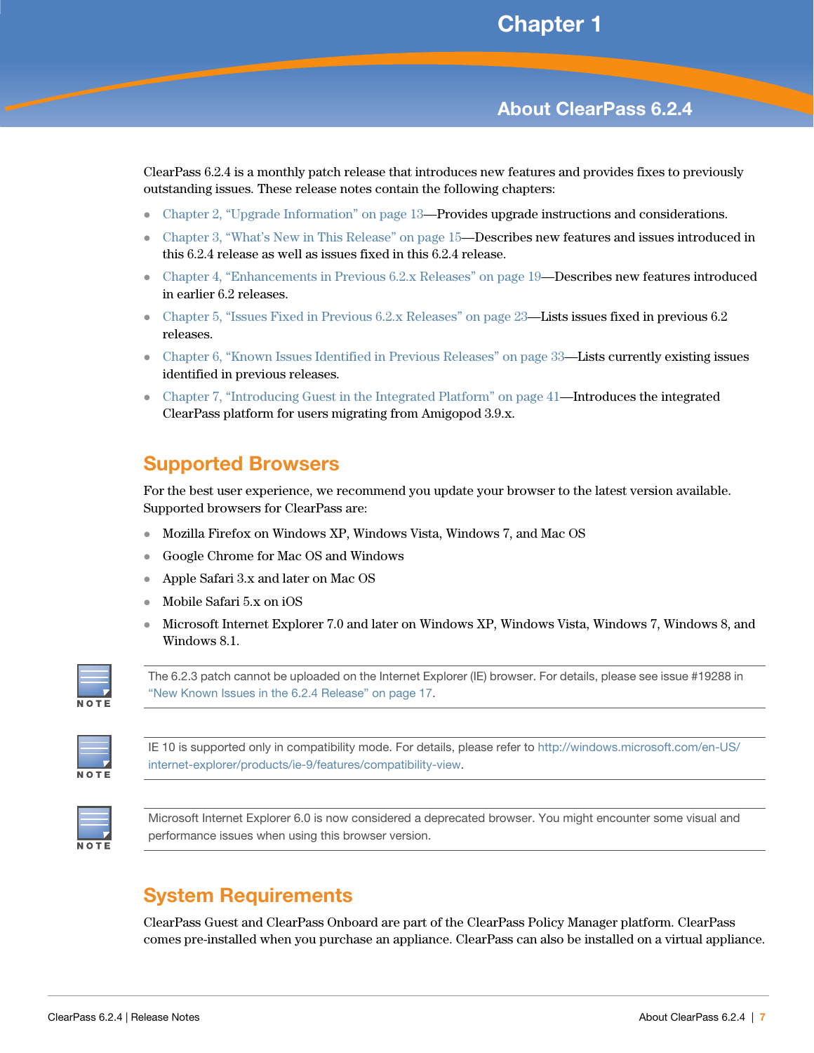# Chapter 1

# About ClearPass 6.2.4

ClearPass 6.2.4 is a monthly patch release that introduces new features and provides fixes to previously outstanding issues. These release notes contain the following chapters:

- Chapter 2, "Upgrade Information" on page 13—Provides upgrade instructions and considerations.
- Chapter 3, "What's New in This Release" on page 15—Describes new features and issues introduced in this 6.2.4 release as well as issues fixed in this 6.2.4 release.
- Chapter 4, "Enhancements in Previous 6.2.x Releases" on page 19—Describes new features introduced in earlier 6.2 releases.
- Chapter 5, "Issues Fixed in Previous 6.2.x Releases" on page 23—Lists issues fixed in previous 6.2 releases.
- Chapter 6, "Known Issues Identified in Previous Releases" on page 33—Lists currently existing issues identified in previous releases.
- Chapter 7, "Introducing Guest in the Integrated Platform" on page 41—Introduces the integrated ClearPass platform for users migrating from Amigopod 3.9.x.

## Supported Browsers

For the best user experience, we recommend you update your browser to the latest version available. Supported browsers for ClearPass are:

- Mozilla Firefox on Windows XP, Windows Vista, Windows 7, and Mac OS
- Google Chrome for Mac OS and Windows
- Apple Safari 3.x and later on Mac OS
- Mobile Safari 5.x on iOS
- Microsoft Internet Explorer 7.0 and later on Windows XP, Windows Vista, Windows 7, Windows 8, and Windows 8.1.

> **NOTE:** The 6.2.3 patch cannot be uploaded on the Internet Explorer (IE) browser. For details, please see issue #19288 in "New Known Issues in the 6.2.4 Release" on page 17.

> **NOTE:** IE 10 is supported only in compatibility mode. For details, please refer to http://windows.microsoft.com/en-US/internet-explorer/products/ie-9/features/compatibility-view.

> **NOTE:** Microsoft Internet Explorer 6.0 is now considered a deprecated browser. You might encounter some visual and performance issues when using this browser version.

## System Requirements

ClearPass Guest and ClearPass Onboard are part of the ClearPass Policy Manager platform. ClearPass comes pre-installed when you purchase an appliance. ClearPass can also be installed on a virtual appliance.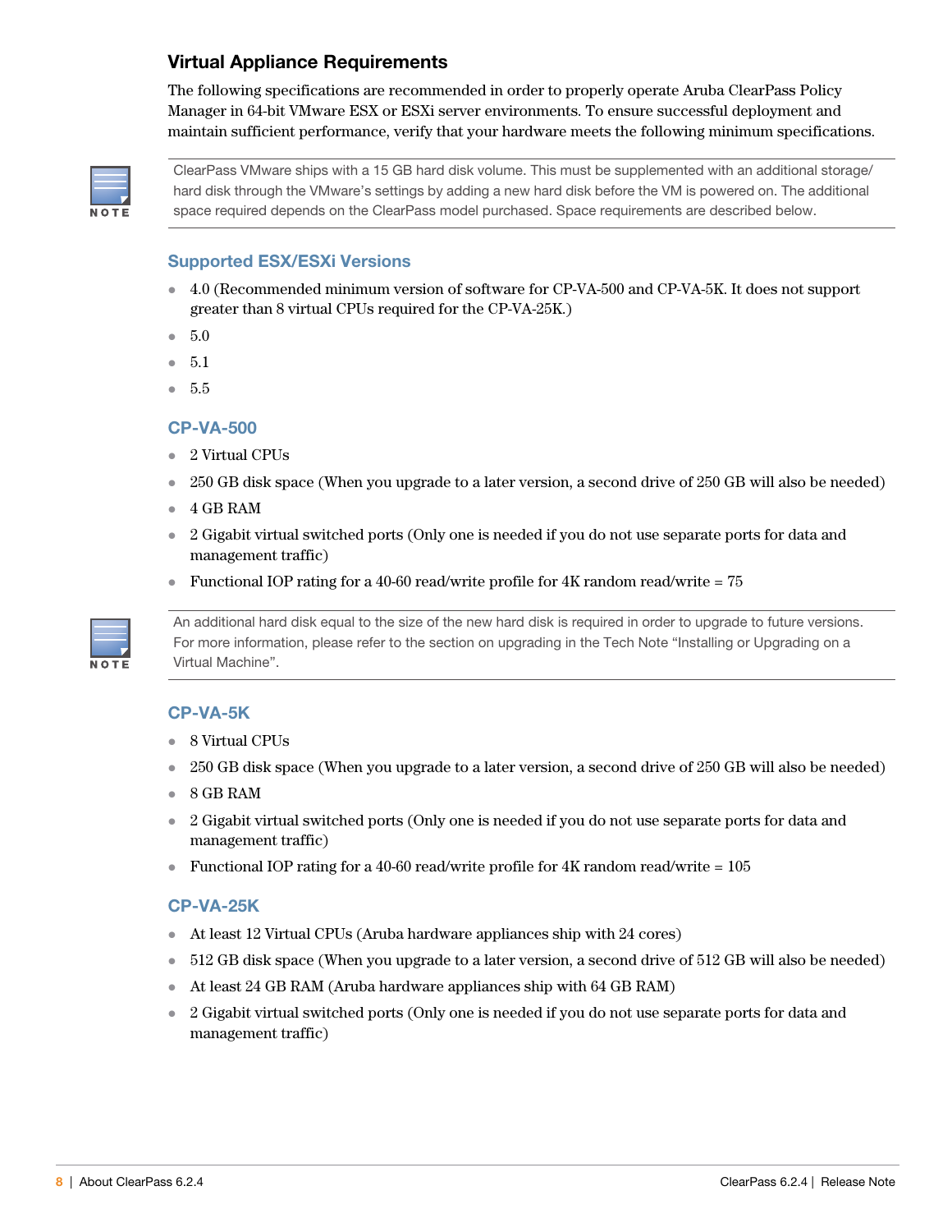## Virtual Appliance Requirements

The following specifications are recommended in order to properly operate Aruba ClearPass Policy Manager in 64-bit VMware ESX or ESXi server environments. To ensure successful deployment and maintain sufficient performance, verify that your hardware meets the following minimum specifications.

> **NOTE:** ClearPass VMware ships with a 15 GB hard disk volume. This must be supplemented with an additional storage/hard disk through the VMware's settings by adding a new hard disk before the VM is powered on. The additional space required depends on the ClearPass model purchased. Space requirements are described below.

### Supported ESX/ESXi Versions

- 4.0 (Recommended minimum version of software for CP-VA-500 and CP-VA-5K. It does not support greater than 8 virtual CPUs required for the CP-VA-25K.)
- 5.0
- 5.1
- 5.5

### CP-VA-500

- 2 Virtual CPUs
- 250 GB disk space (When you upgrade to a later version, a second drive of 250 GB will also be needed)
- 4 GB RAM
- 2 Gigabit virtual switched ports (Only one is needed if you do not use separate ports for data and management traffic)
- Functional IOP rating for a 40-60 read/write profile for 4K random read/write = 75

> **NOTE:** An additional hard disk equal to the size of the new hard disk is required in order to upgrade to future versions. For more information, please refer to the section on upgrading in the Tech Note "Installing or Upgrading on a Virtual Machine".

### CP-VA-5K

- 8 Virtual CPUs
- 250 GB disk space (When you upgrade to a later version, a second drive of 250 GB will also be needed)
- 8 GB RAM
- 2 Gigabit virtual switched ports (Only one is needed if you do not use separate ports for data and management traffic)
- Functional IOP rating for a 40-60 read/write profile for 4K random read/write = 105

### CP-VA-25K

- At least 12 Virtual CPUs (Aruba hardware appliances ship with 24 cores)
- 512 GB disk space (When you upgrade to a later version, a second drive of 512 GB will also be needed)
- At least 24 GB RAM (Aruba hardware appliances ship with 64 GB RAM)
- 2 Gigabit virtual switched ports (Only one is needed if you do not use separate ports for data and management traffic)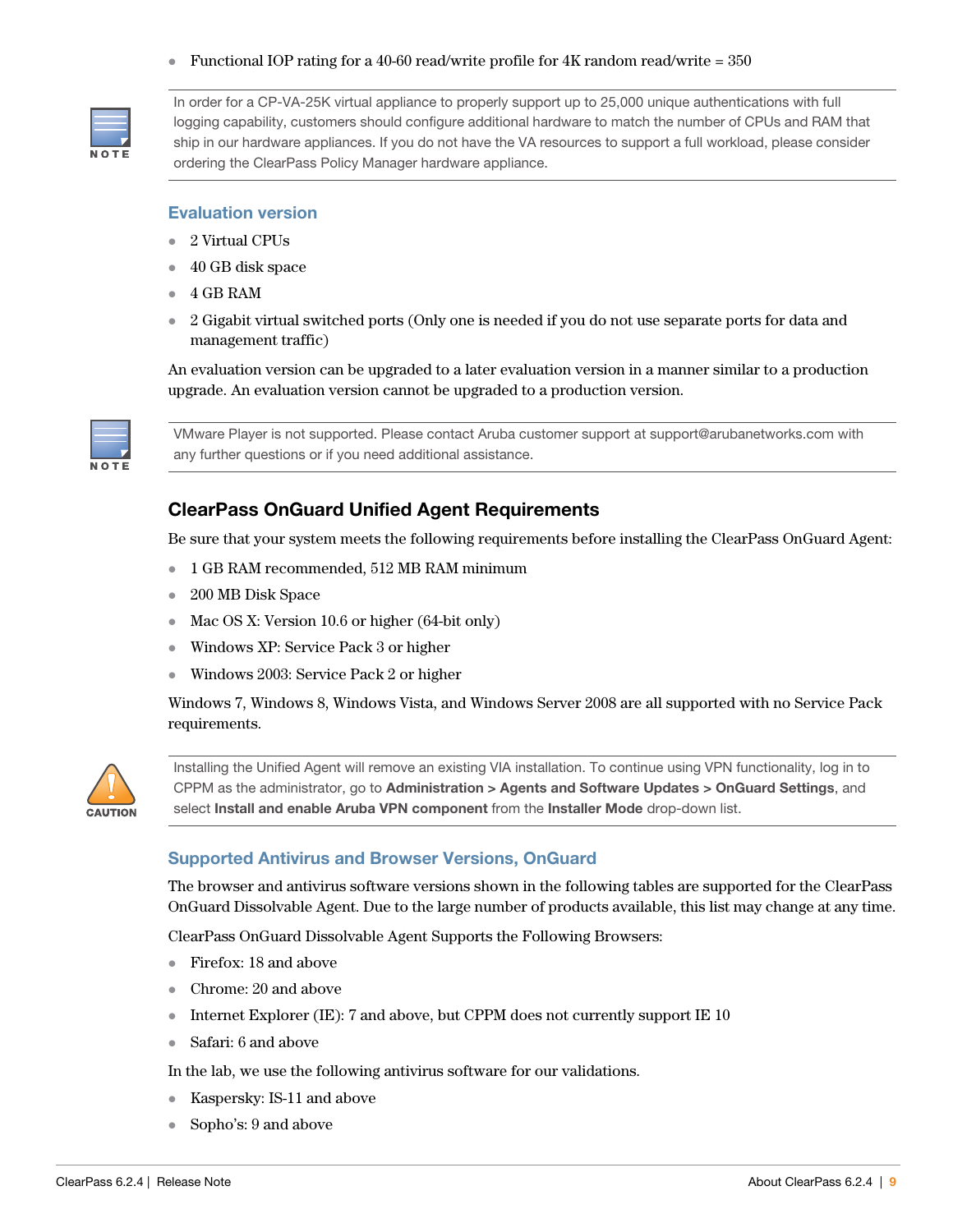- Functional IOP rating for a 40-60 read/write profile for 4K random read/write = 350

> **NOTE**
> In order for a CP-VA-25K virtual appliance to properly support up to 25,000 unique authentications with full logging capability, customers should configure additional hardware to match the number of CPUs and RAM that ship in our hardware appliances. If you do not have the VA resources to support a full workload, please consider ordering the ClearPass Policy Manager hardware appliance.

### Evaluation version

- 2 Virtual CPUs
- 40 GB disk space
- 4 GB RAM
- 2 Gigabit virtual switched ports (Only one is needed if you do not use separate ports for data and management traffic)

An evaluation version can be upgraded to a later evaluation version in a manner similar to a production upgrade. An evaluation version cannot be upgraded to a production version.

> **NOTE**
> VMware Player is not supported. Please contact Aruba customer support at support@arubanetworks.com with any further questions or if you need additional assistance.

## ClearPass OnGuard Unified Agent Requirements

Be sure that your system meets the following requirements before installing the ClearPass OnGuard Agent:

- 1 GB RAM recommended, 512 MB RAM minimum
- 200 MB Disk Space
- Mac OS X: Version 10.6 or higher (64-bit only)
- Windows XP: Service Pack 3 or higher
- Windows 2003: Service Pack 2 or higher

Windows 7, Windows 8, Windows Vista, and Windows Server 2008 are all supported with no Service Pack requirements.

> **CAUTION**
> Installing the Unified Agent will remove an existing VIA installation. To continue using VPN functionality, log in to CPPM as the administrator, go to **Administration > Agents and Software Updates > OnGuard Settings**, and select **Install and enable Aruba VPN component** from the **Installer Mode** drop-down list.

### Supported Antivirus and Browser Versions, OnGuard

The browser and antivirus software versions shown in the following tables are supported for the ClearPass OnGuard Dissolvable Agent. Due to the large number of products available, this list may change at any time.

ClearPass OnGuard Dissolvable Agent Supports the Following Browsers:

- Firefox: 18 and above
- Chrome: 20 and above
- Internet Explorer (IE): 7 and above, but CPPM does not currently support IE 10
- Safari: 6 and above

In the lab, we use the following antivirus software for our validations.

- Kaspersky: IS-11 and above
- Sopho's: 9 and above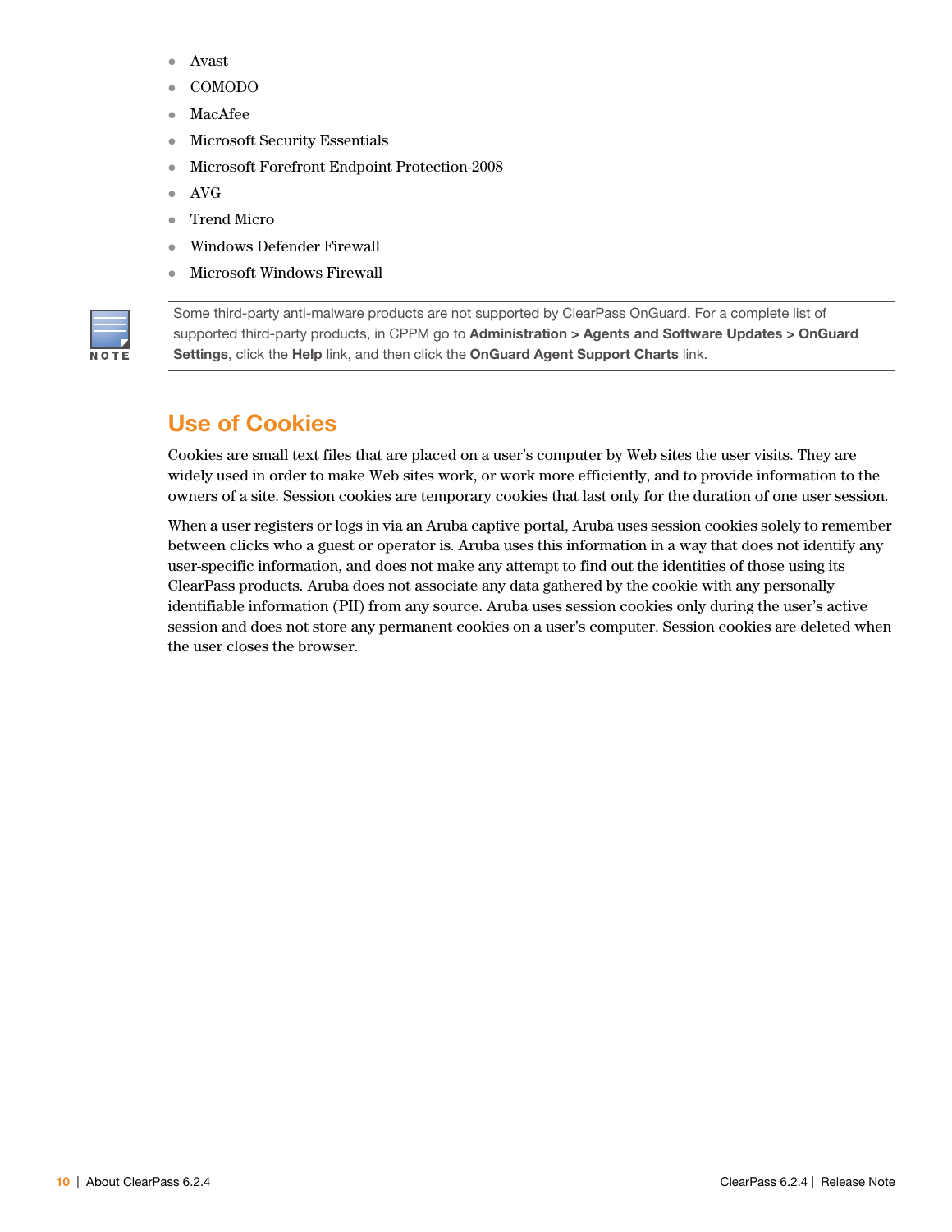- Avast
- COMODO
- MacAfee
- Microsoft Security Essentials
- Microsoft Forefront Endpoint Protection-2008
- AVG
- Trend Micro
- Windows Defender Firewall
- Microsoft Windows Firewall

NOTE

Some third-party anti-malware products are not supported by ClearPass OnGuard. For a complete list of supported third-party products, in CPPM go to **Administration > Agents and Software Updates > OnGuard Settings**, click the **Help** link, and then click the **OnGuard Agent Support Charts** link.

## Use of Cookies

Cookies are small text files that are placed on a user's computer by Web sites the user visits. They are widely used in order to make Web sites work, or work more efficiently, and to provide information to the owners of a site. Session cookies are temporary cookies that last only for the duration of one user session.

When a user registers or logs in via an Aruba captive portal, Aruba uses session cookies solely to remember between clicks who a guest or operator is. Aruba uses this information in a way that does not identify any user-specific information, and does not make any attempt to find out the identities of those using its ClearPass products. Aruba does not associate any data gathered by the cookie with any personally identifiable information (PII) from any source. Aruba uses session cookies only during the user's active session and does not store any permanent cookies on a user's computer. Session cookies are deleted when the user closes the browser.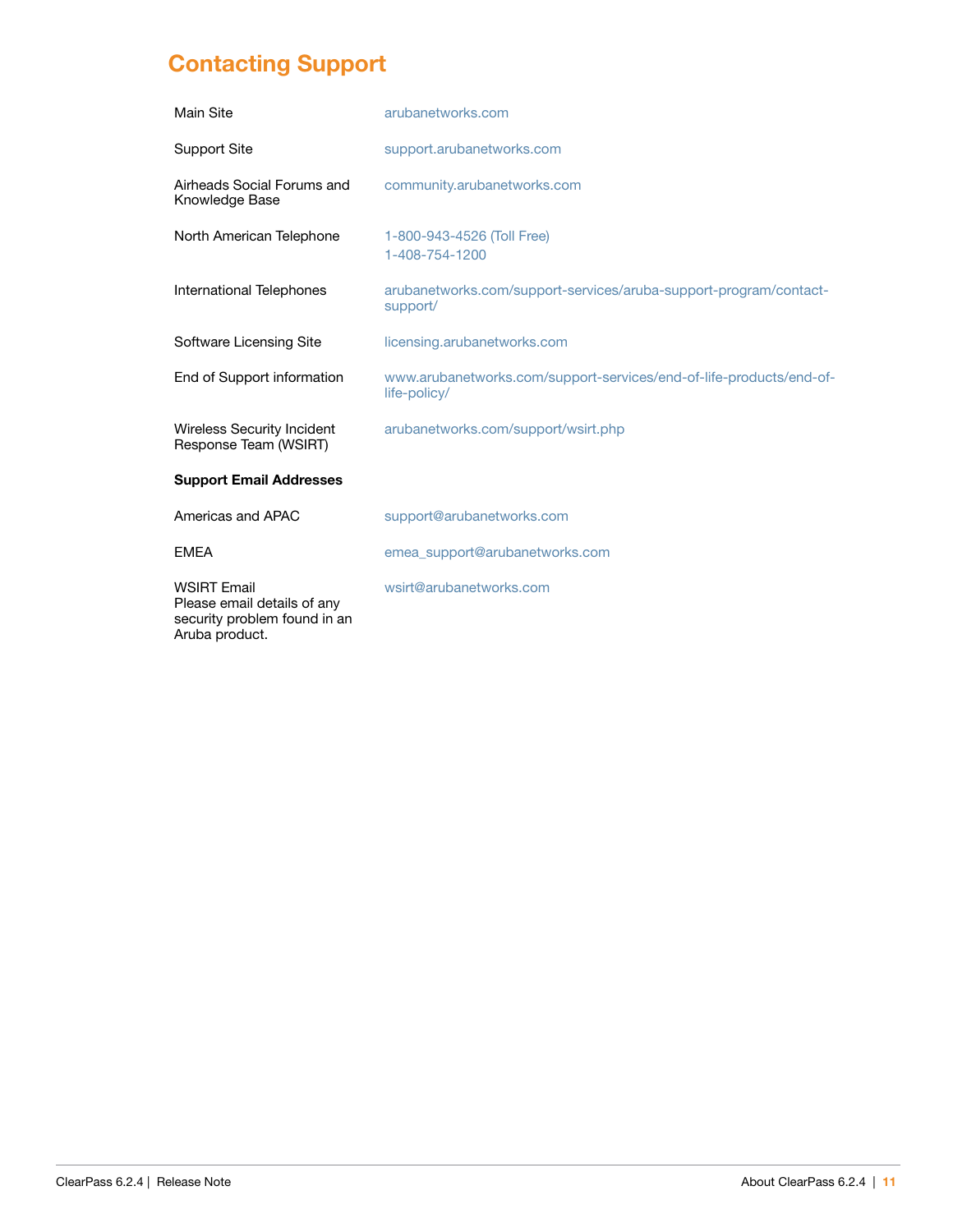## Contacting Support

| | |
|---|---|
| Main Site | arubanetworks.com |
| Support Site | support.arubanetworks.com |
| Airheads Social Forums and Knowledge Base | community.arubanetworks.com |
| North American Telephone | 1-800-943-4526 (Toll Free)<br>1-408-754-1200 |
| International Telephones | arubanetworks.com/support-services/aruba-support-program/contact-support/ |
| Software Licensing Site | licensing.arubanetworks.com |
| End of Support information | www.arubanetworks.com/support-services/end-of-life-products/end-of-life-policy/ |
| Wireless Security Incident Response Team (WSIRT) | arubanetworks.com/support/wsirt.php |
| **Support Email Addresses** | |
| Americas and APAC | support@arubanetworks.com |
| EMEA | emea_support@arubanetworks.com |
| WSIRT Email<br>Please email details of any security problem found in an Aruba product. | wsirt@arubanetworks.com |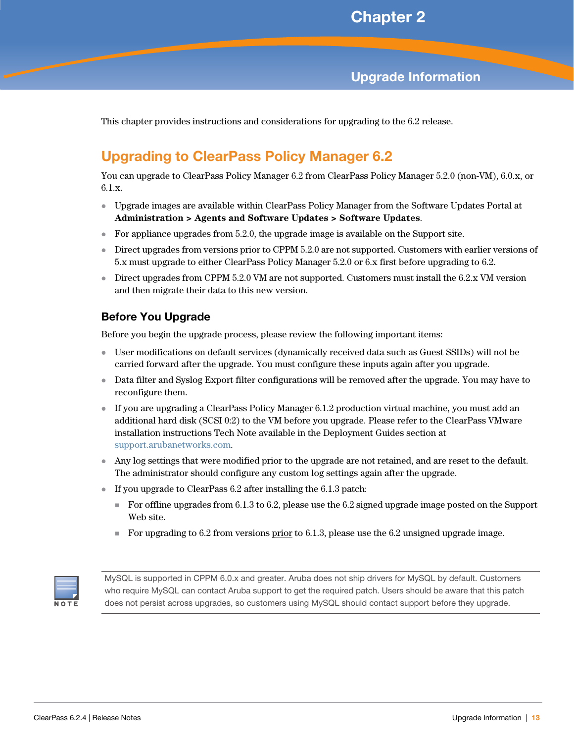# Chapter 2

# Upgrade Information

This chapter provides instructions and considerations for upgrading to the 6.2 release.

## Upgrading to ClearPass Policy Manager 6.2

You can upgrade to ClearPass Policy Manager 6.2 from ClearPass Policy Manager 5.2.0 (non-VM), 6.0.x, or 6.1.x.

- Upgrade images are available within ClearPass Policy Manager from the Software Updates Portal at **Administration > Agents and Software Updates > Software Updates**.
- For appliance upgrades from 5.2.0, the upgrade image is available on the Support site.
- Direct upgrades from versions prior to CPPM 5.2.0 are not supported. Customers with earlier versions of 5.x must upgrade to either ClearPass Policy Manager 5.2.0 or 6.x first before upgrading to 6.2.
- Direct upgrades from CPPM 5.2.0 VM are not supported. Customers must install the 6.2.x VM version and then migrate their data to this new version.

### Before You Upgrade

Before you begin the upgrade process, please review the following important items:

- User modifications on default services (dynamically received data such as Guest SSIDs) will not be carried forward after the upgrade. You must configure these inputs again after you upgrade.
- Data filter and Syslog Export filter configurations will be removed after the upgrade. You may have to reconfigure them.
- If you are upgrading a ClearPass Policy Manager 6.1.2 production virtual machine, you must add an additional hard disk (SCSI 0:2) to the VM before you upgrade. Please refer to the ClearPass VMware installation instructions Tech Note available in the Deployment Guides section at support.arubanetworks.com.
- Any log settings that were modified prior to the upgrade are not retained, and are reset to the default. The administrator should configure any custom log settings again after the upgrade.
- If you upgrade to ClearPass 6.2 after installing the 6.1.3 patch:
  - For offline upgrades from 6.1.3 to 6.2, please use the 6.2 signed upgrade image posted on the Support Web site.
  - For upgrading to 6.2 from versions prior to 6.1.3, please use the 6.2 unsigned upgrade image.

> **NOTE:** MySQL is supported in CPPM 6.0.x and greater. Aruba does not ship drivers for MySQL by default. Customers who require MySQL can contact Aruba support to get the required patch. Users should be aware that this patch does not persist across upgrades, so customers using MySQL should contact support before they upgrade.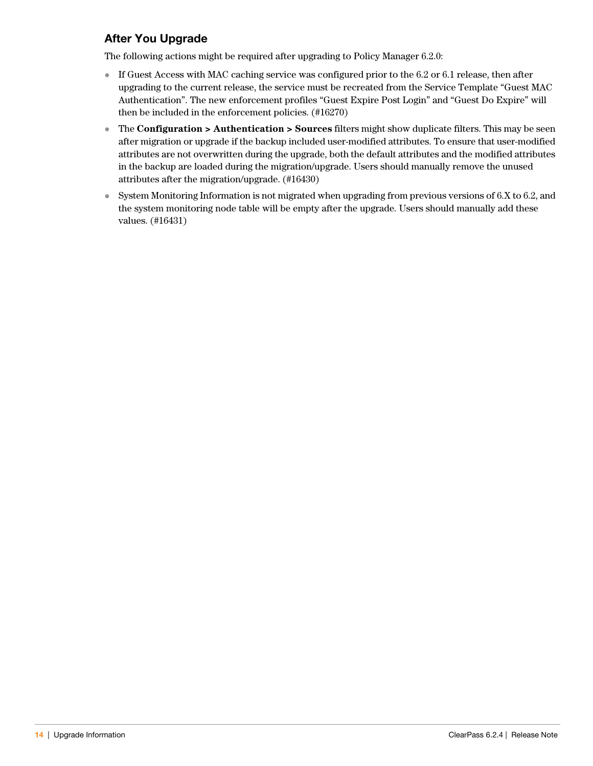## After You Upgrade

The following actions might be required after upgrading to Policy Manager 6.2.0:

- If Guest Access with MAC caching service was configured prior to the 6.2 or 6.1 release, then after upgrading to the current release, the service must be recreated from the Service Template "Guest MAC Authentication". The new enforcement profiles "Guest Expire Post Login" and "Guest Do Expire" will then be included in the enforcement policies. (#16270)
- The **Configuration > Authentication > Sources** filters might show duplicate filters. This may be seen after migration or upgrade if the backup included user-modified attributes. To ensure that user-modified attributes are not overwritten during the upgrade, both the default attributes and the modified attributes in the backup are loaded during the migration/upgrade. Users should manually remove the unused attributes after the migration/upgrade. (#16430)
- System Monitoring Information is not migrated when upgrading from previous versions of 6.X to 6.2, and the system monitoring node table will be empty after the upgrade. Users should manually add these values. (#16431)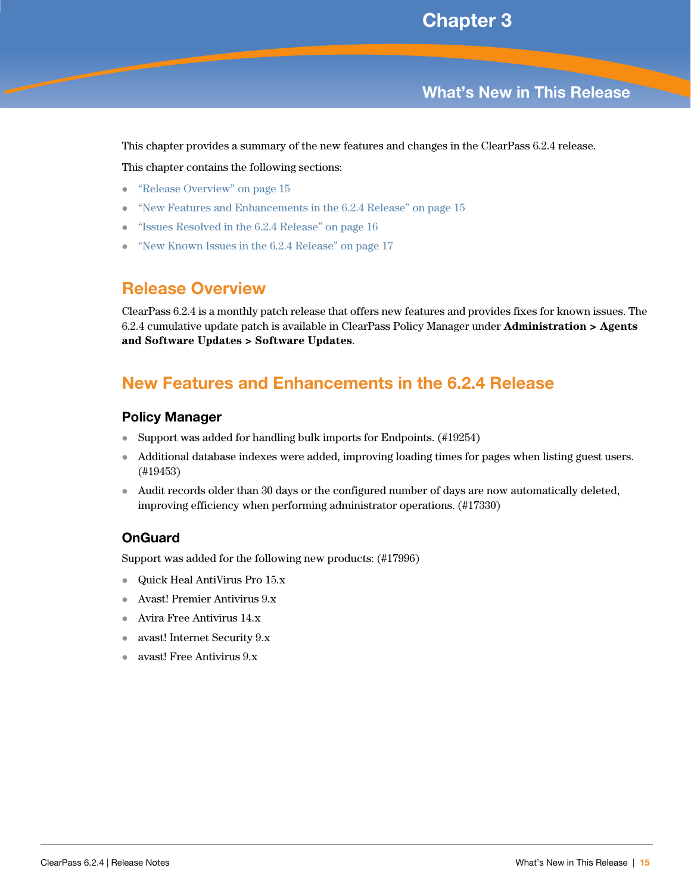# Chapter 3

# What's New in This Release

This chapter provides a summary of the new features and changes in the ClearPass 6.2.4 release.

This chapter contains the following sections:

- "Release Overview" on page 15
- "New Features and Enhancements in the 6.2.4 Release" on page 15
- "Issues Resolved in the 6.2.4 Release" on page 16
- "New Known Issues in the 6.2.4 Release" on page 17

## Release Overview

ClearPass 6.2.4 is a monthly patch release that offers new features and provides fixes for known issues. The 6.2.4 cumulative update patch is available in ClearPass Policy Manager under **Administration > Agents and Software Updates > Software Updates**.

## New Features and Enhancements in the 6.2.4 Release

### Policy Manager

- Support was added for handling bulk imports for Endpoints. (#19254)
- Additional database indexes were added, improving loading times for pages when listing guest users. (#19453)
- Audit records older than 30 days or the configured number of days are now automatically deleted, improving efficiency when performing administrator operations. (#17330)

### OnGuard

Support was added for the following new products: (#17996)

- Quick Heal AntiVirus Pro 15.x
- Avast! Premier Antivirus 9.x
- Avira Free Antivirus 14.x
- avast! Internet Security 9.x
- avast! Free Antivirus 9.x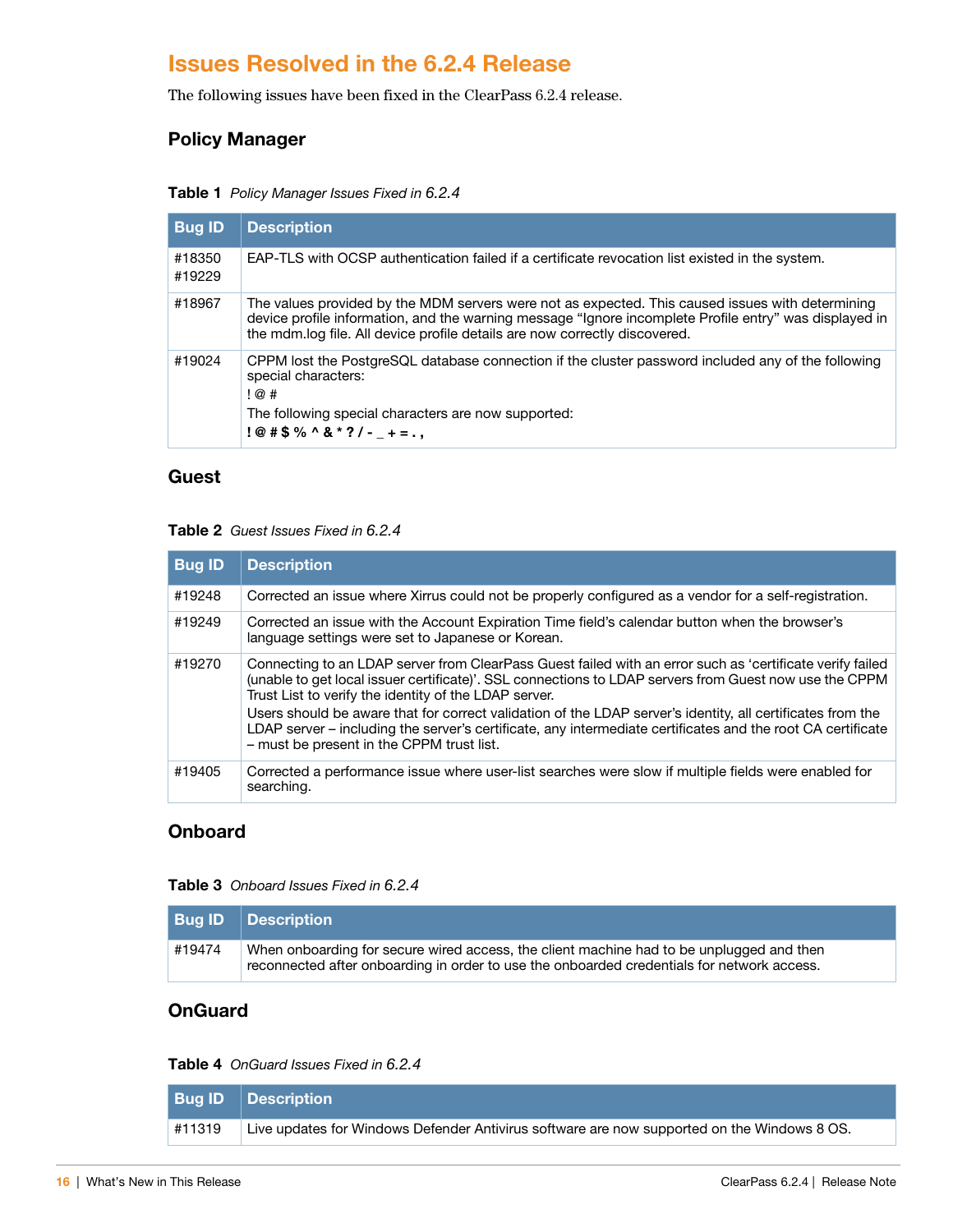# Issues Resolved in the 6.2.4 Release

The following issues have been fixed in the ClearPass 6.2.4 release.

## Policy Manager

**Table 1** *Policy Manager Issues Fixed in 6.2.4*

| Bug ID | Description |
|---|---|
| #18350 #19229 | EAP-TLS with OCSP authentication failed if a certificate revocation list existed in the system. |
| #18967 | The values provided by the MDM servers were not as expected. This caused issues with determining device profile information, and the warning message "Ignore incomplete Profile entry" was displayed in the mdm.log file. All device profile details are now correctly discovered. |
| #19024 | CPPM lost the PostgreSQL database connection if the cluster password included any of the following special characters:<br>! @ #<br>The following special characters are now supported:<br>**! @ # $ % ^ & * ? / - _ + = . ,** |

## Guest

**Table 2** *Guest Issues Fixed in 6.2.4*

| Bug ID | Description |
|---|---|
| #19248 | Corrected an issue where Xirrus could not be properly configured as a vendor for a self-registration. |
| #19249 | Corrected an issue with the Account Expiration Time field's calendar button when the browser's language settings were set to Japanese or Korean. |
| #19270 | Connecting to an LDAP server from ClearPass Guest failed with an error such as 'certificate verify failed (unable to get local issuer certificate)'. SSL connections to LDAP servers from Guest now use the CPPM Trust List to verify the identity of the LDAP server.<br>Users should be aware that for correct validation of the LDAP server's identity, all certificates from the LDAP server – including the server's certificate, any intermediate certificates and the root CA certificate – must be present in the CPPM trust list. |
| #19405 | Corrected a performance issue where user-list searches were slow if multiple fields were enabled for searching. |

## Onboard

**Table 3** *Onboard Issues Fixed in 6.2.4*

| Bug ID | Description |
|---|---|
| #19474 | When onboarding for secure wired access, the client machine had to be unplugged and then reconnected after onboarding in order to use the onboarded credentials for network access. |

## OnGuard

**Table 4** *OnGuard Issues Fixed in 6.2.4*

| Bug ID | Description |
|---|---|
| #11319 | Live updates for Windows Defender Antivirus software are now supported on the Windows 8 OS. |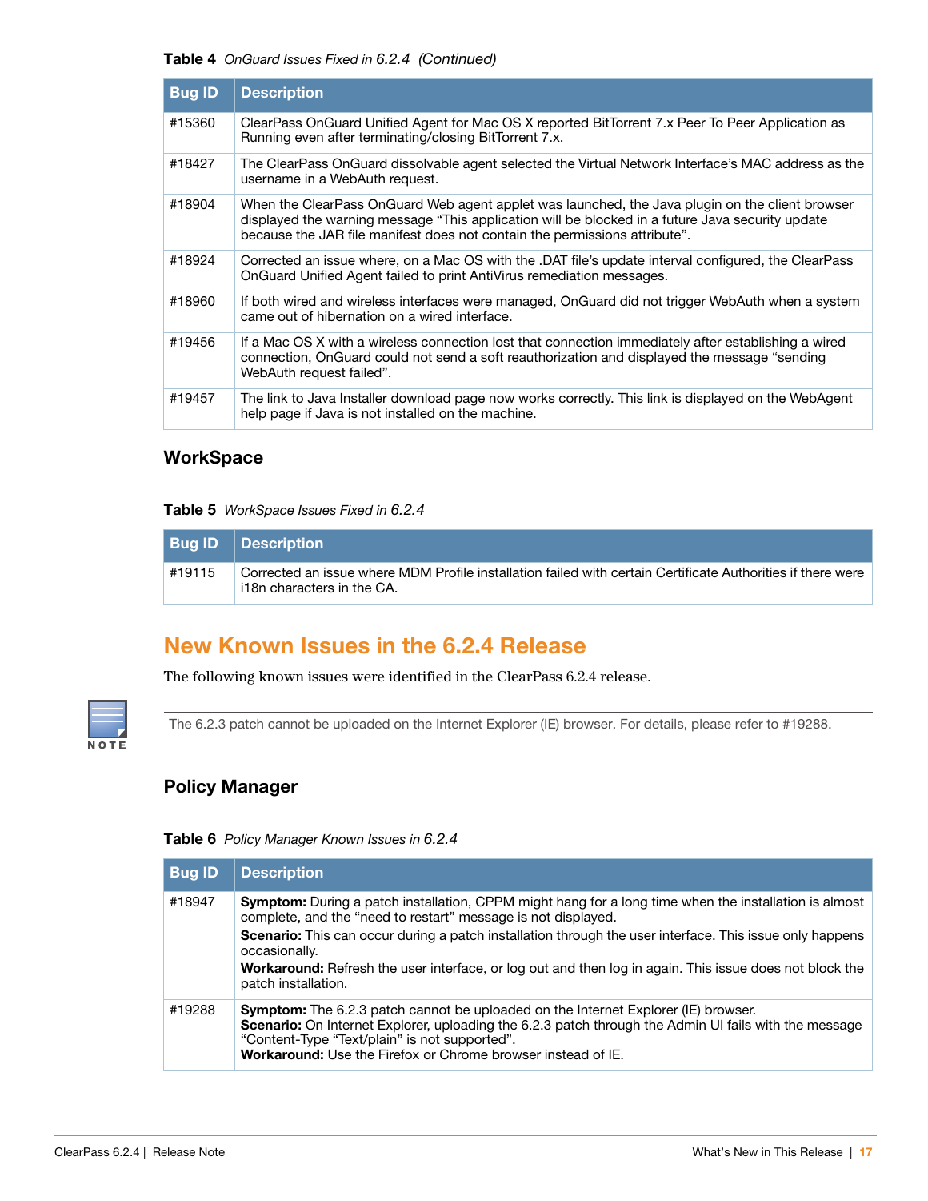**Table 4** *OnGuard Issues Fixed in 6.2.4 (Continued)*

| Bug ID | Description |
|---|---|
| #15360 | ClearPass OnGuard Unified Agent for Mac OS X reported BitTorrent 7.x Peer To Peer Application as Running even after terminating/closing BitTorrent 7.x. |
| #18427 | The ClearPass OnGuard dissolvable agent selected the Virtual Network Interface's MAC address as the username in a WebAuth request. |
| #18904 | When the ClearPass OnGuard Web agent applet was launched, the Java plugin on the client browser displayed the warning message "This application will be blocked in a future Java security update because the JAR file manifest does not contain the permissions attribute". |
| #18924 | Corrected an issue where, on a Mac OS with the .DAT file's update interval configured, the ClearPass OnGuard Unified Agent failed to print AntiVirus remediation messages. |
| #18960 | If both wired and wireless interfaces were managed, OnGuard did not trigger WebAuth when a system came out of hibernation on a wired interface. |
| #19456 | If a Mac OS X with a wireless connection lost that connection immediately after establishing a wired connection, OnGuard could not send a soft reauthorization and displayed the message "sending WebAuth request failed". |
| #19457 | The link to Java Installer download page now works correctly. This link is displayed on the WebAgent help page if Java is not installed on the machine. |

### WorkSpace

**Table 5** *WorkSpace Issues Fixed in 6.2.4*

| Bug ID | Description |
|---|---|
| #19115 | Corrected an issue where MDM Profile installation failed with certain Certificate Authorities if there were i18n characters in the CA. |

## New Known Issues in the 6.2.4 Release

The following known issues were identified in the ClearPass 6.2.4 release.

> **NOTE:** The 6.2.3 patch cannot be uploaded on the Internet Explorer (IE) browser. For details, please refer to #19288.

### Policy Manager

**Table 6** *Policy Manager Known Issues in 6.2.4*

| Bug ID | Description |
|---|---|
| #18947 | **Symptom:** During a patch installation, CPPM might hang for a long time when the installation is almost complete, and the "need to restart" message is not displayed.<br>**Scenario:** This can occur during a patch installation through the user interface. This issue only happens occasionally.<br>**Workaround:** Refresh the user interface, or log out and then log in again. This issue does not block the patch installation. |
| #19288 | **Symptom:** The 6.2.3 patch cannot be uploaded on the Internet Explorer (IE) browser.<br>**Scenario:** On Internet Explorer, uploading the 6.2.3 patch through the Admin UI fails with the message "Content-Type "Text/plain" is not supported".<br>**Workaround:** Use the Firefox or Chrome browser instead of IE. |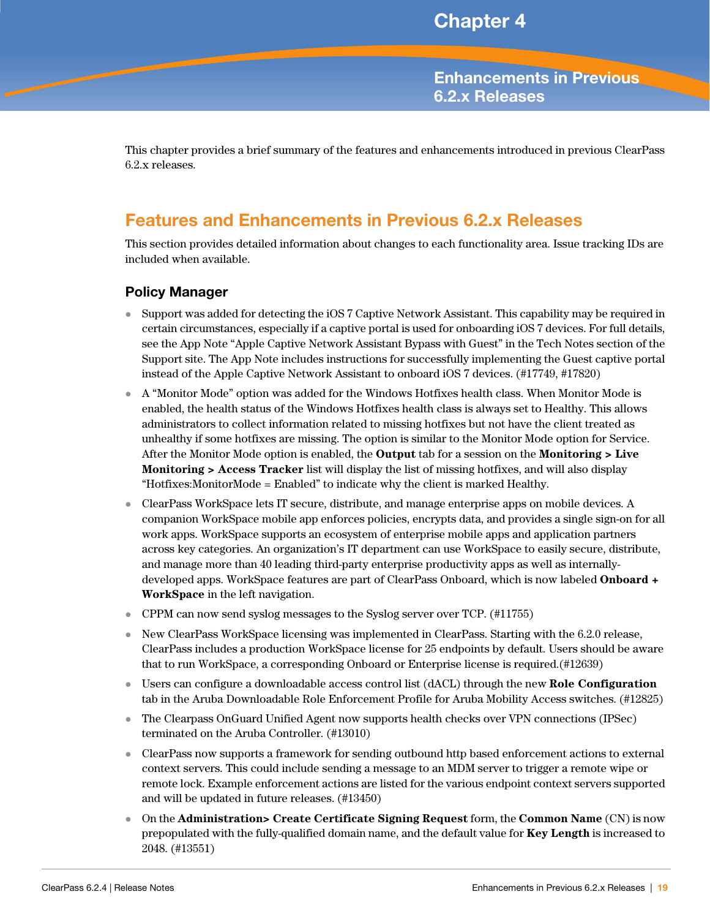# Chapter 4

# Enhancements in Previous 6.2.x Releases

This chapter provides a brief summary of the features and enhancements introduced in previous ClearPass 6.2.x releases.

## Features and Enhancements in Previous 6.2.x Releases

This section provides detailed information about changes to each functionality area. Issue tracking IDs are included when available.

### Policy Manager

- Support was added for detecting the iOS 7 Captive Network Assistant. This capability may be required in certain circumstances, especially if a captive portal is used for onboarding iOS 7 devices. For full details, see the App Note "Apple Captive Network Assistant Bypass with Guest" in the Tech Notes section of the Support site. The App Note includes instructions for successfully implementing the Guest captive portal instead of the Apple Captive Network Assistant to onboard iOS 7 devices. (#17749, #17820)
- A "Monitor Mode" option was added for the Windows Hotfixes health class. When Monitor Mode is enabled, the health status of the Windows Hotfixes health class is always set to Healthy. This allows administrators to collect information related to missing hotfixes but not have the client treated as unhealthy if some hotfixes are missing. The option is similar to the Monitor Mode option for Service. After the Monitor Mode option is enabled, the **Output** tab for a session on the **Monitoring > Live Monitoring > Access Tracker** list will display the list of missing hotfixes, and will also display "Hotfixes:MonitorMode = Enabled" to indicate why the client is marked Healthy.
- ClearPass WorkSpace lets IT secure, distribute, and manage enterprise apps on mobile devices. A companion WorkSpace mobile app enforces policies, encrypts data, and provides a single sign-on for all work apps. WorkSpace supports an ecosystem of enterprise mobile apps and application partners across key categories. An organization's IT department can use WorkSpace to easily secure, distribute, and manage more than 40 leading third-party enterprise productivity apps as well as internally-developed apps. WorkSpace features are part of ClearPass Onboard, which is now labeled **Onboard + WorkSpace** in the left navigation.
- CPPM can now send syslog messages to the Syslog server over TCP. (#11755)
- New ClearPass WorkSpace licensing was implemented in ClearPass. Starting with the 6.2.0 release, ClearPass includes a production WorkSpace license for 25 endpoints by default. Users should be aware that to run WorkSpace, a corresponding Onboard or Enterprise license is required.(#12639)
- Users can configure a downloadable access control list (dACL) through the new **Role Configuration** tab in the Aruba Downloadable Role Enforcement Profile for Aruba Mobility Access switches. (#12825)
- The Clearpass OnGuard Unified Agent now supports health checks over VPN connections (IPSec) terminated on the Aruba Controller. (#13010)
- ClearPass now supports a framework for sending outbound http based enforcement actions to external context servers. This could include sending a message to an MDM server to trigger a remote wipe or remote lock. Example enforcement actions are listed for the various endpoint context servers supported and will be updated in future releases. (#13450)
- On the **Administration> Create Certificate Signing Request** form, the **Common Name** (CN) is now prepopulated with the fully-qualified domain name, and the default value for **Key Length** is increased to 2048. (#13551)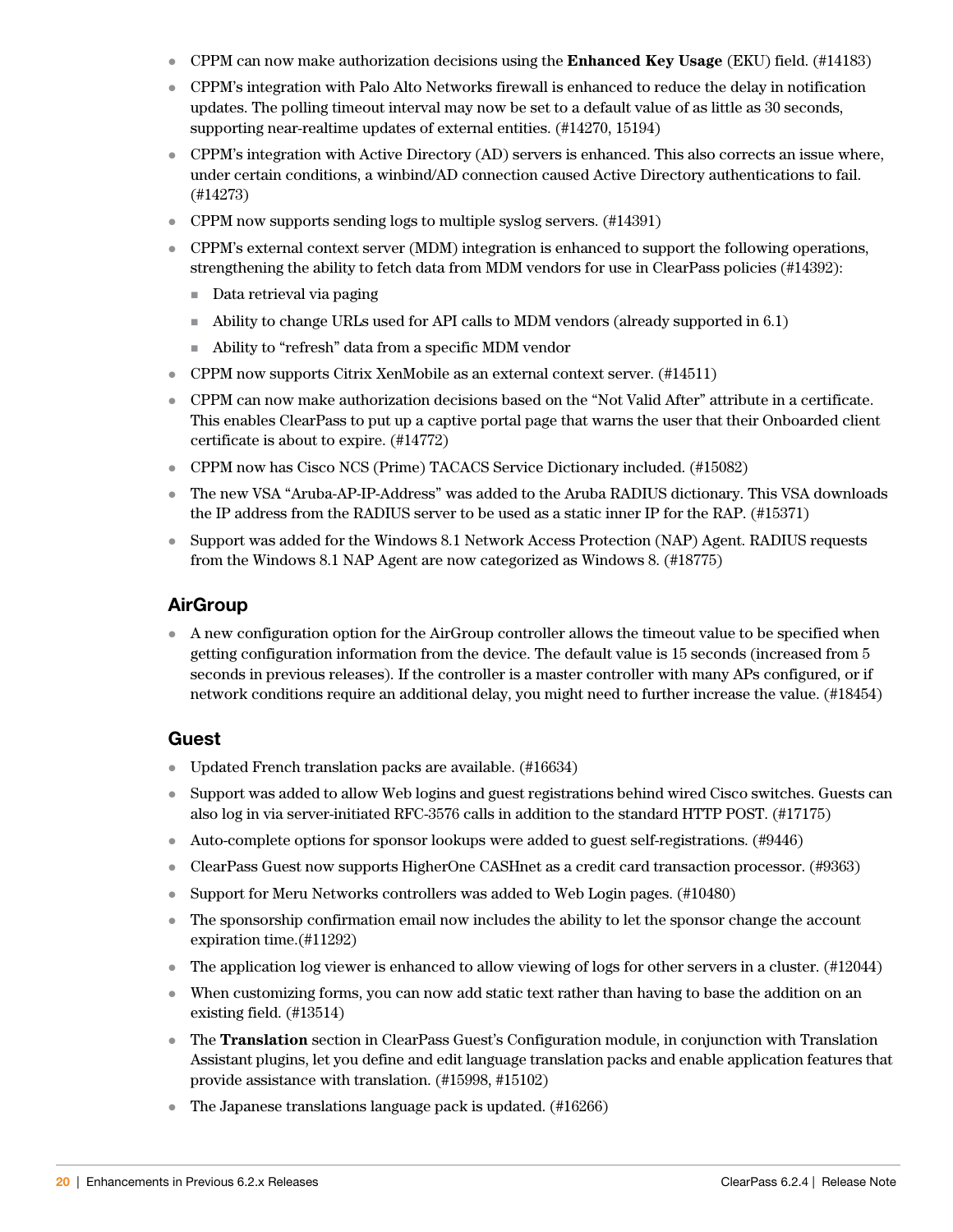- CPPM can now make authorization decisions using the **Enhanced Key Usage** (EKU) field. (#14183)
- CPPM's integration with Palo Alto Networks firewall is enhanced to reduce the delay in notification updates. The polling timeout interval may now be set to a default value of as little as 30 seconds, supporting near-realtime updates of external entities. (#14270, 15194)
- CPPM's integration with Active Directory (AD) servers is enhanced. This also corrects an issue where, under certain conditions, a winbind/AD connection caused Active Directory authentications to fail. (#14273)
- CPPM now supports sending logs to multiple syslog servers. (#14391)
- CPPM's external context server (MDM) integration is enhanced to support the following operations, strengthening the ability to fetch data from MDM vendors for use in ClearPass policies (#14392):
  - Data retrieval via paging
  - Ability to change URLs used for API calls to MDM vendors (already supported in 6.1)
  - Ability to "refresh" data from a specific MDM vendor
- CPPM now supports Citrix XenMobile as an external context server. (#14511)
- CPPM can now make authorization decisions based on the "Not Valid After" attribute in a certificate. This enables ClearPass to put up a captive portal page that warns the user that their Onboarded client certificate is about to expire. (#14772)
- CPPM now has Cisco NCS (Prime) TACACS Service Dictionary included. (#15082)
- The new VSA "Aruba-AP-IP-Address" was added to the Aruba RADIUS dictionary. This VSA downloads the IP address from the RADIUS server to be used as a static inner IP for the RAP. (#15371)
- Support was added for the Windows 8.1 Network Access Protection (NAP) Agent. RADIUS requests from the Windows 8.1 NAP Agent are now categorized as Windows 8. (#18775)

## AirGroup

- A new configuration option for the AirGroup controller allows the timeout value to be specified when getting configuration information from the device. The default value is 15 seconds (increased from 5 seconds in previous releases). If the controller is a master controller with many APs configured, or if network conditions require an additional delay, you might need to further increase the value. (#18454)

## Guest

- Updated French translation packs are available. (#16634)
- Support was added to allow Web logins and guest registrations behind wired Cisco switches. Guests can also log in via server-initiated RFC-3576 calls in addition to the standard HTTP POST. (#17175)
- Auto-complete options for sponsor lookups were added to guest self-registrations. (#9446)
- ClearPass Guest now supports HigherOne CASHnet as a credit card transaction processor. (#9363)
- Support for Meru Networks controllers was added to Web Login pages. (#10480)
- The sponsorship confirmation email now includes the ability to let the sponsor change the account expiration time.(#11292)
- The application log viewer is enhanced to allow viewing of logs for other servers in a cluster. (#12044)
- When customizing forms, you can now add static text rather than having to base the addition on an existing field. (#13514)
- The **Translation** section in ClearPass Guest's Configuration module, in conjunction with Translation Assistant plugins, let you define and edit language translation packs and enable application features that provide assistance with translation. (#15998, #15102)
- The Japanese translations language pack is updated. (#16266)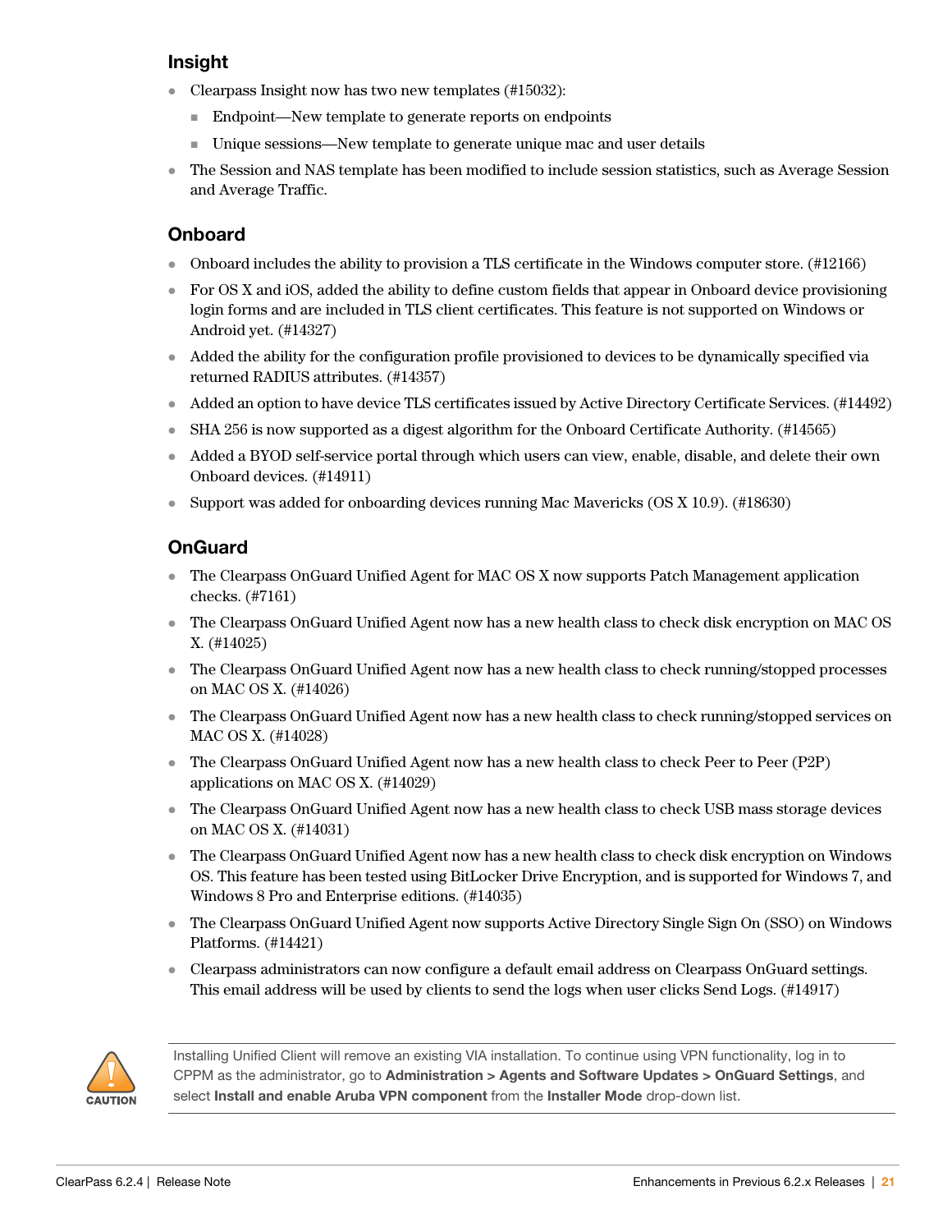## Insight

- Clearpass Insight now has two new templates (#15032):
  - Endpoint—New template to generate reports on endpoints
  - Unique sessions—New template to generate unique mac and user details
- The Session and NAS template has been modified to include session statistics, such as Average Session and Average Traffic.

## Onboard

- Onboard includes the ability to provision a TLS certificate in the Windows computer store. (#12166)
- For OS X and iOS, added the ability to define custom fields that appear in Onboard device provisioning login forms and are included in TLS client certificates. This feature is not supported on Windows or Android yet. (#14327)
- Added the ability for the configuration profile provisioned to devices to be dynamically specified via returned RADIUS attributes. (#14357)
- Added an option to have device TLS certificates issued by Active Directory Certificate Services. (#14492)
- SHA 256 is now supported as a digest algorithm for the Onboard Certificate Authority. (#14565)
- Added a BYOD self-service portal through which users can view, enable, disable, and delete their own Onboard devices. (#14911)
- Support was added for onboarding devices running Mac Mavericks (OS X 10.9). (#18630)

## OnGuard

- The Clearpass OnGuard Unified Agent for MAC OS X now supports Patch Management application checks. (#7161)
- The Clearpass OnGuard Unified Agent now has a new health class to check disk encryption on MAC OS X. (#14025)
- The Clearpass OnGuard Unified Agent now has a new health class to check running/stopped processes on MAC OS X. (#14026)
- The Clearpass OnGuard Unified Agent now has a new health class to check running/stopped services on MAC OS X. (#14028)
- The Clearpass OnGuard Unified Agent now has a new health class to check Peer to Peer (P2P) applications on MAC OS X. (#14029)
- The Clearpass OnGuard Unified Agent now has a new health class to check USB mass storage devices on MAC OS X. (#14031)
- The Clearpass OnGuard Unified Agent now has a new health class to check disk encryption on Windows OS. This feature has been tested using BitLocker Drive Encryption, and is supported for Windows 7, and Windows 8 Pro and Enterprise editions. (#14035)
- The Clearpass OnGuard Unified Agent now supports Active Directory Single Sign On (SSO) on Windows Platforms. (#14421)
- Clearpass administrators can now configure a default email address on Clearpass OnGuard settings. This email address will be used by clients to send the logs when user clicks Send Logs. (#14917)

CAUTION

Installing Unified Client will remove an existing VIA installation. To continue using VPN functionality, log in to CPPM as the administrator, go to **Administration > Agents and Software Updates > OnGuard Settings**, and select **Install and enable Aruba VPN component** from the **Installer Mode** drop-down list.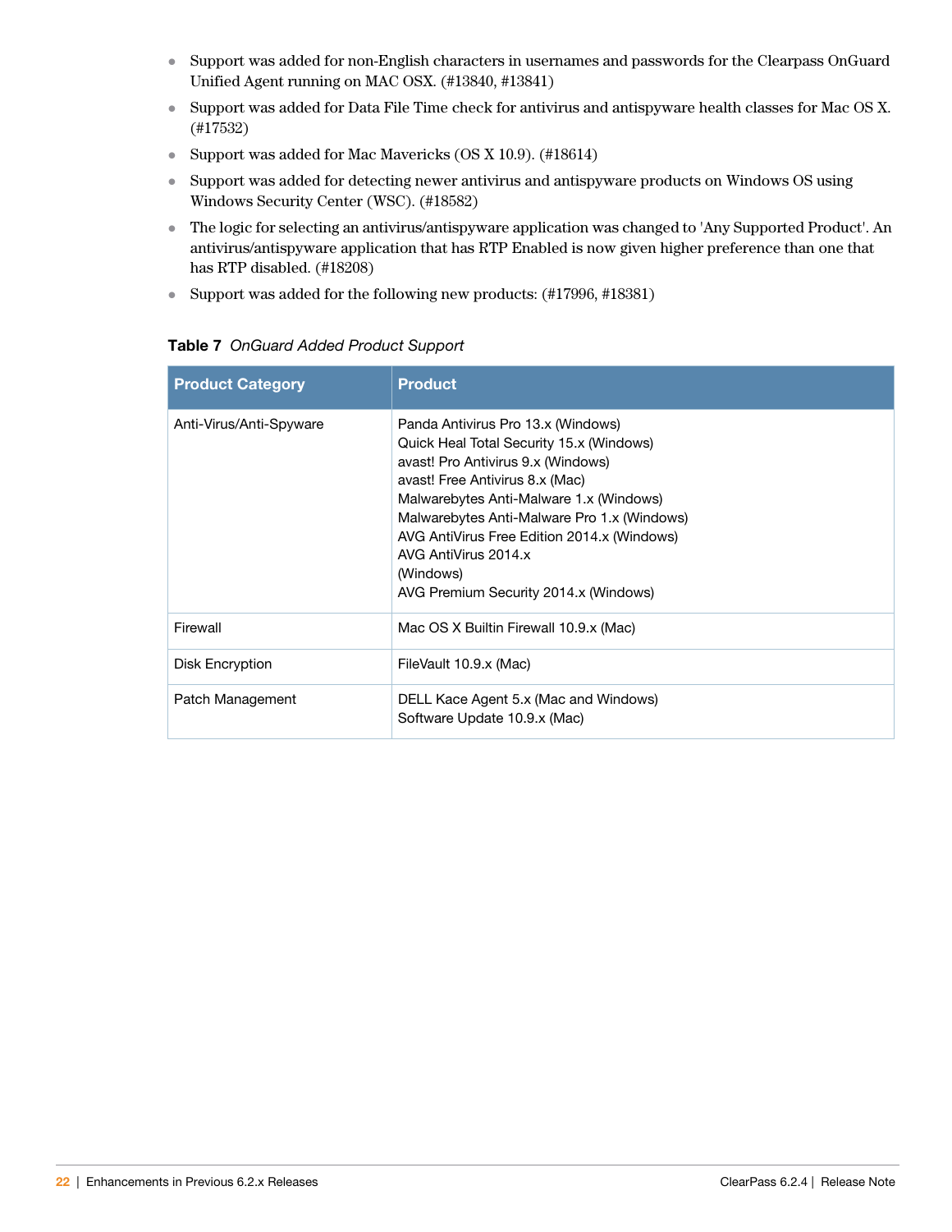- Support was added for non-English characters in usernames and passwords for the Clearpass OnGuard Unified Agent running on MAC OSX. (#13840, #13841)
- Support was added for Data File Time check for antivirus and antispyware health classes for Mac OS X. (#17532)
- Support was added for Mac Mavericks (OS X 10.9). (#18614)
- Support was added for detecting newer antivirus and antispyware products on Windows OS using Windows Security Center (WSC). (#18582)
- The logic for selecting an antivirus/antispyware application was changed to 'Any Supported Product'. An antivirus/antispyware application that has RTP Enabled is now given higher preference than one that has RTP disabled. (#18208)
- Support was added for the following new products: (#17996, #18381)

**Table 7** *OnGuard Added Product Support*

| Product Category | Product |
|---|---|
| Anti-Virus/Anti-Spyware | Panda Antivirus Pro 13.x (Windows)<br>Quick Heal Total Security 15.x (Windows)<br>avast! Pro Antivirus 9.x (Windows)<br>avast! Free Antivirus 8.x (Mac)<br>Malwarebytes Anti-Malware 1.x (Windows)<br>Malwarebytes Anti-Malware Pro 1.x (Windows)<br>AVG AntiVirus Free Edition 2014.x (Windows)<br>AVG AntiVirus 2014.x<br>(Windows)<br>AVG Premium Security 2014.x (Windows) |
| Firewall | Mac OS X Builtin Firewall 10.9.x (Mac) |
| Disk Encryption | FileVault 10.9.x (Mac) |
| Patch Management | DELL Kace Agent 5.x (Mac and Windows)<br>Software Update 10.9.x (Mac) |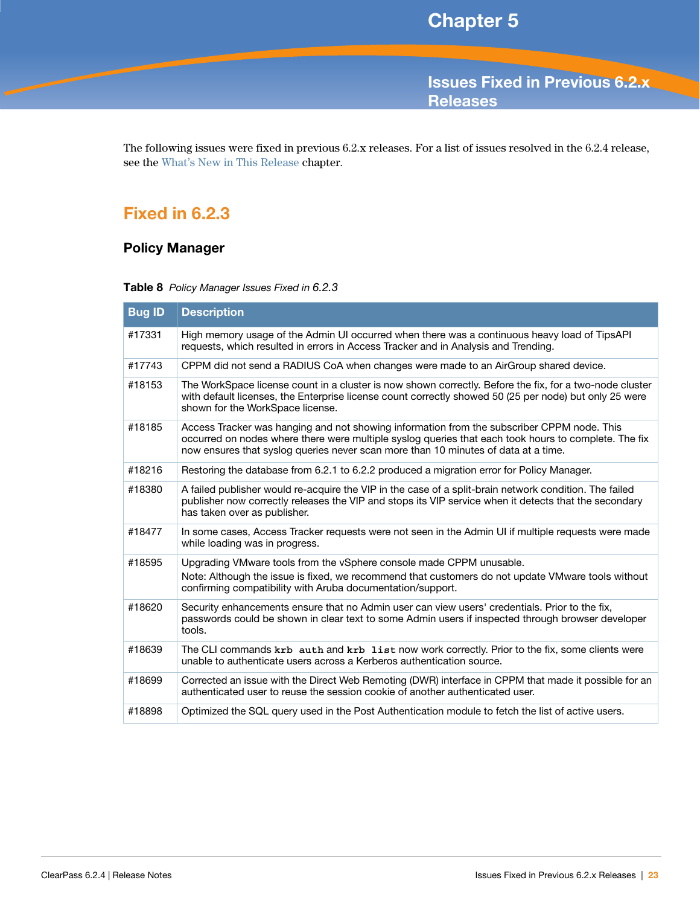# Chapter 5

# Issues Fixed in Previous 6.2.x Releases

The following issues were fixed in previous 6.2.x releases. For a list of issues resolved in the 6.2.4 release, see the What's New in This Release chapter.

## Fixed in 6.2.3

### Policy Manager

**Table 8** *Policy Manager Issues Fixed in 6.2.3*

| Bug ID | Description |
|---|---|
| #17331 | High memory usage of the Admin UI occurred when there was a continuous heavy load of TipsAPI requests, which resulted in errors in Access Tracker and in Analysis and Trending. |
| #17743 | CPPM did not send a RADIUS CoA when changes were made to an AirGroup shared device. |
| #18153 | The WorkSpace license count in a cluster is now shown correctly. Before the fix, for a two-node cluster with default licenses, the Enterprise license count correctly showed 50 (25 per node) but only 25 were shown for the WorkSpace license. |
| #18185 | Access Tracker was hanging and not showing information from the subscriber CPPM node. This occurred on nodes where there were multiple syslog queries that each took hours to complete. The fix now ensures that syslog queries never scan more than 10 minutes of data at a time. |
| #18216 | Restoring the database from 6.2.1 to 6.2.2 produced a migration error for Policy Manager. |
| #18380 | A failed publisher would re-acquire the VIP in the case of a split-brain network condition. The failed publisher now correctly releases the VIP and stops its VIP service when it detects that the secondary has taken over as publisher. |
| #18477 | In some cases, Access Tracker requests were not seen in the Admin UI if multiple requests were made while loading was in progress. |
| #18595 | Upgrading VMware tools from the vSphere console made CPPM unusable.<br>Note: Although the issue is fixed, we recommend that customers do not update VMware tools without confirming compatibility with Aruba documentation/support. |
| #18620 | Security enhancements ensure that no Admin user can view users' credentials. Prior to the fix, passwords could be shown in clear text to some Admin users if inspected through browser developer tools. |
| #18639 | The CLI commands **`krb auth`** and **`krb list`** now work correctly. Prior to the fix, some clients were unable to authenticate users across a Kerberos authentication source. |
| #18699 | Corrected an issue with the Direct Web Remoting (DWR) interface in CPPM that made it possible for an authenticated user to reuse the session cookie of another authenticated user. |
| #18898 | Optimized the SQL query used in the Post Authentication module to fetch the list of active users. |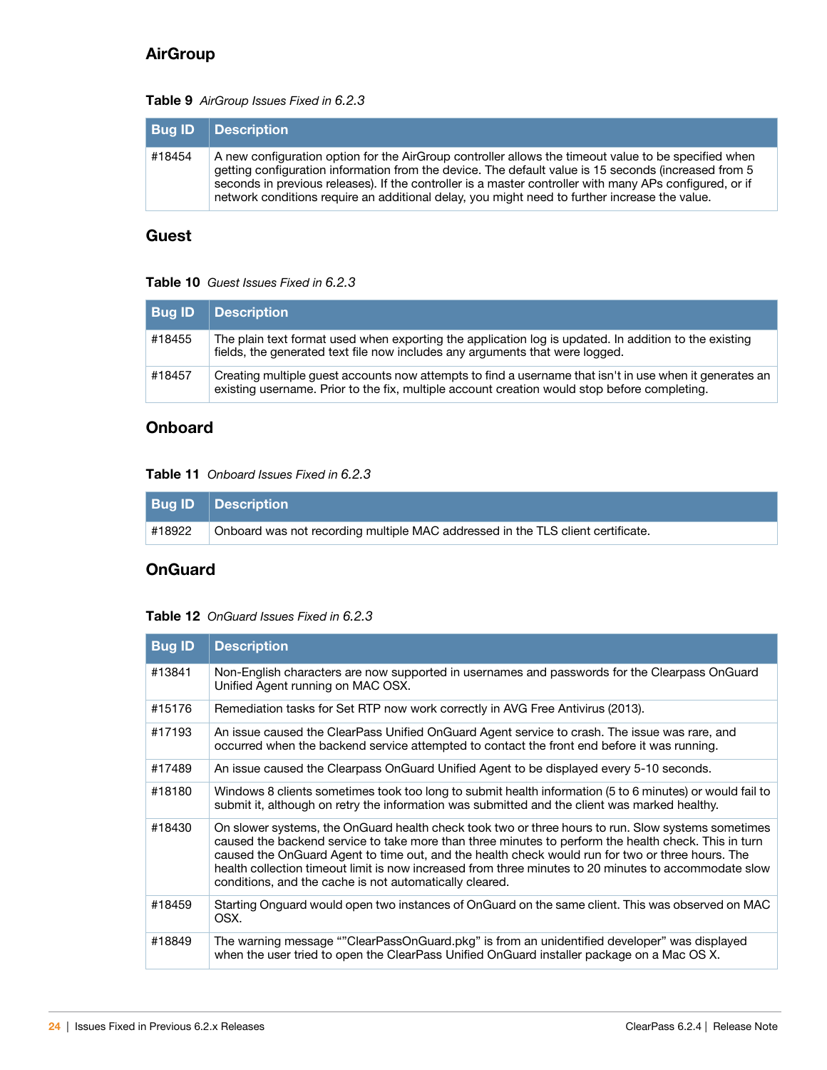## AirGroup

**Table 9** *AirGroup Issues Fixed in 6.2.3*

| Bug ID | Description |
|---|---|
| #18454 | A new configuration option for the AirGroup controller allows the timeout value to be specified when getting configuration information from the device. The default value is 15 seconds (increased from 5 seconds in previous releases). If the controller is a master controller with many APs configured, or if network conditions require an additional delay, you might need to further increase the value. |

## Guest

**Table 10** *Guest Issues Fixed in 6.2.3*

| Bug ID | Description |
|---|---|
| #18455 | The plain text format used when exporting the application log is updated. In addition to the existing fields, the generated text file now includes any arguments that were logged. |
| #18457 | Creating multiple guest accounts now attempts to find a username that isn't in use when it generates an existing username. Prior to the fix, multiple account creation would stop before completing. |

## Onboard

**Table 11** *Onboard Issues Fixed in 6.2.3*

| Bug ID | Description |
|---|---|
| #18922 | Onboard was not recording multiple MAC addressed in the TLS client certificate. |

## OnGuard

**Table 12** *OnGuard Issues Fixed in 6.2.3*

| Bug ID | Description |
|---|---|
| #13841 | Non-English characters are now supported in usernames and passwords for the Clearpass OnGuard Unified Agent running on MAC OSX. |
| #15176 | Remediation tasks for Set RTP now work correctly in AVG Free Antivirus (2013). |
| #17193 | An issue caused the ClearPass Unified OnGuard Agent service to crash. The issue was rare, and occurred when the backend service attempted to contact the front end before it was running. |
| #17489 | An issue caused the Clearpass OnGuard Unified Agent to be displayed every 5-10 seconds. |
| #18180 | Windows 8 clients sometimes took too long to submit health information (5 to 6 minutes) or would fail to submit it, although on retry the information was submitted and the client was marked healthy. |
| #18430 | On slower systems, the OnGuard health check took two or three hours to run. Slow systems sometimes caused the backend service to take more than three minutes to perform the health check. This in turn caused the OnGuard Agent to time out, and the health check would run for two or three hours. The health collection timeout limit is now increased from three minutes to 20 minutes to accommodate slow conditions, and the cache is not automatically cleared. |
| #18459 | Starting Onguard would open two instances of OnGuard on the same client. This was observed on MAC OSX. |
| #18849 | The warning message ""ClearPassOnGuard.pkg" is from an unidentified developer" was displayed when the user tried to open the ClearPass Unified OnGuard installer package on a Mac OS X. |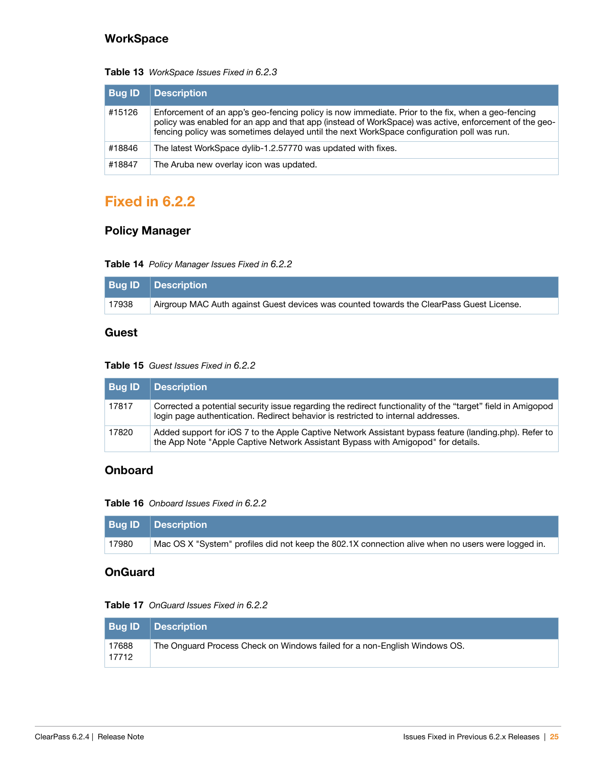### WorkSpace

**Table 13** *WorkSpace Issues Fixed in 6.2.3*

| Bug ID | Description |
|---|---|
| #15126 | Enforcement of an app's geo-fencing policy is now immediate. Prior to the fix, when a geo-fencing policy was enabled for an app and that app (instead of WorkSpace) was active, enforcement of the geo-fencing policy was sometimes delayed until the next WorkSpace configuration poll was run. |
| #18846 | The latest WorkSpace dylib-1.2.57770 was updated with fixes. |
| #18847 | The Aruba new overlay icon was updated. |

## Fixed in 6.2.2

### Policy Manager

**Table 14** *Policy Manager Issues Fixed in 6.2.2*

| Bug ID | Description |
|---|---|
| 17938 | Airgroup MAC Auth against Guest devices was counted towards the ClearPass Guest License. |

### Guest

**Table 15** *Guest Issues Fixed in 6.2.2*

| Bug ID | Description |
|---|---|
| 17817 | Corrected a potential security issue regarding the redirect functionality of the "target" field in Amigopod login page authentication. Redirect behavior is restricted to internal addresses. |
| 17820 | Added support for iOS 7 to the Apple Captive Network Assistant bypass feature (landing.php). Refer to the App Note "Apple Captive Network Assistant Bypass with Amigopod" for details. |

### Onboard

**Table 16** *Onboard Issues Fixed in 6.2.2*

| Bug ID | Description |
|---|---|
| 17980 | Mac OS X "System" profiles did not keep the 802.1X connection alive when no users were logged in. |

### OnGuard

**Table 17** *OnGuard Issues Fixed in 6.2.2*

| Bug ID | Description |
|---|---|
| 17688<br>17712 | The Onguard Process Check on Windows failed for a non-English Windows OS. |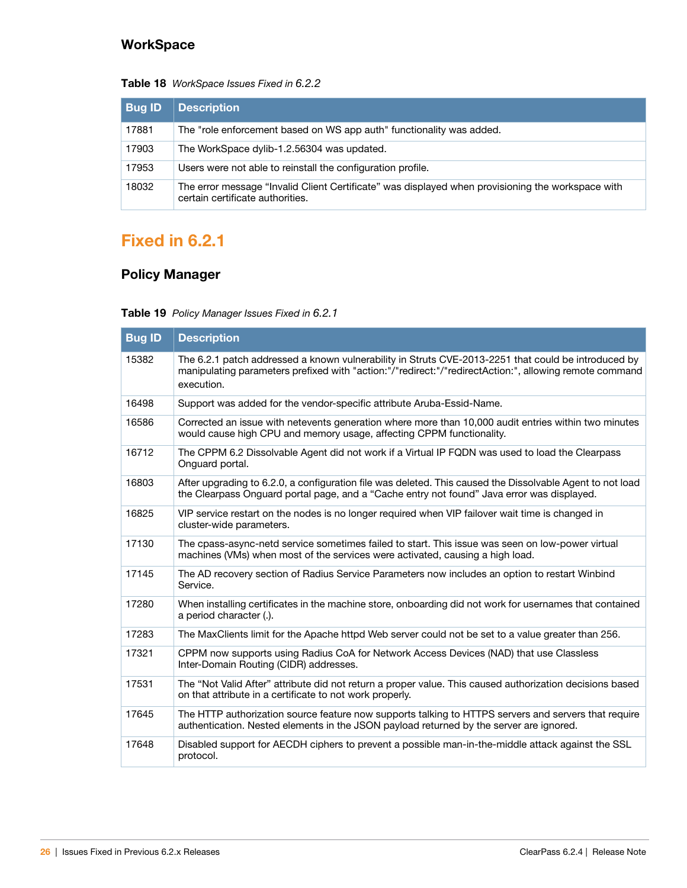### WorkSpace

**Table 18** *WorkSpace Issues Fixed in 6.2.2*

| Bug ID | Description |
|---|---|
| 17881 | The "role enforcement based on WS app auth" functionality was added. |
| 17903 | The WorkSpace dylib-1.2.56304 was updated. |
| 17953 | Users were not able to reinstall the configuration profile. |
| 18032 | The error message “Invalid Client Certificate” was displayed when provisioning the workspace with certain certificate authorities. |

## Fixed in 6.2.1

### Policy Manager

**Table 19** *Policy Manager Issues Fixed in 6.2.1*

| Bug ID | Description |
|---|---|
| 15382 | The 6.2.1 patch addressed a known vulnerability in Struts CVE-2013-2251 that could be introduced by manipulating parameters prefixed with "action:"/"redirect:"/"redirectAction:", allowing remote command execution. |
| 16498 | Support was added for the vendor-specific attribute Aruba-Essid-Name. |
| 16586 | Corrected an issue with netevents generation where more than 10,000 audit entries within two minutes would cause high CPU and memory usage, affecting CPPM functionality. |
| 16712 | The CPPM 6.2 Dissolvable Agent did not work if a Virtual IP FQDN was used to load the Clearpass Onguard portal. |
| 16803 | After upgrading to 6.2.0, a configuration file was deleted. This caused the Dissolvable Agent to not load the Clearpass Onguard portal page, and a “Cache entry not found” Java error was displayed. |
| 16825 | VIP service restart on the nodes is no longer required when VIP failover wait time is changed in cluster-wide parameters. |
| 17130 | The cpass-async-netd service sometimes failed to start. This issue was seen on low-power virtual machines (VMs) when most of the services were activated, causing a high load. |
| 17145 | The AD recovery section of Radius Service Parameters now includes an option to restart Winbind Service. |
| 17280 | When installing certificates in the machine store, onboarding did not work for usernames that contained a period character (.). |
| 17283 | The MaxClients limit for the Apache httpd Web server could not be set to a value greater than 256. |
| 17321 | CPPM now supports using Radius CoA for Network Access Devices (NAD) that use Classless Inter-Domain Routing (CIDR) addresses. |
| 17531 | The “Not Valid After” attribute did not return a proper value. This caused authorization decisions based on that attribute in a certificate to not work properly. |
| 17645 | The HTTP authorization source feature now supports talking to HTTPS servers and servers that require authentication. Nested elements in the JSON payload returned by the server are ignored. |
| 17648 | Disabled support for AECDH ciphers to prevent a possible man-in-the-middle attack against the SSL protocol. |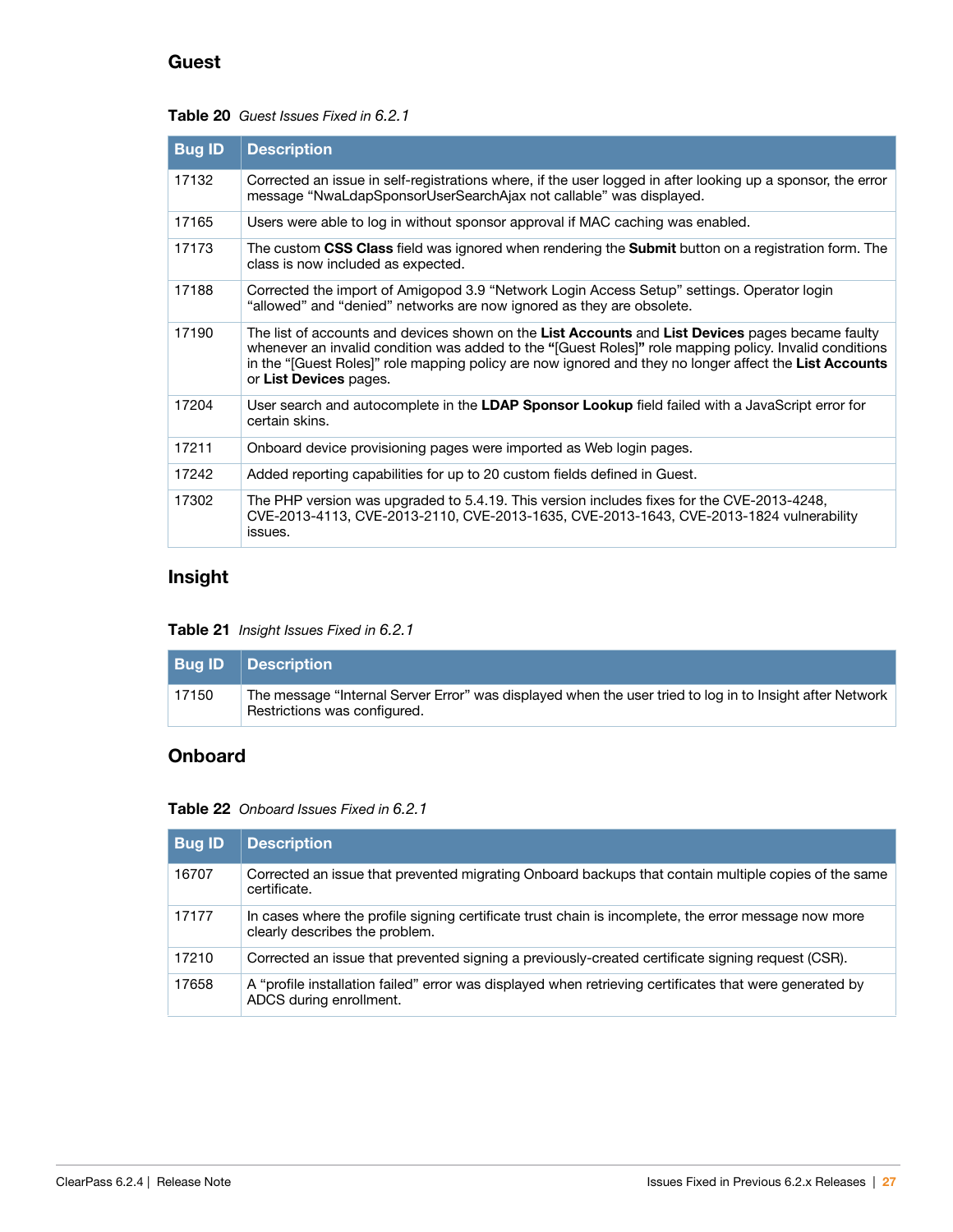## Guest

**Table 20** *Guest Issues Fixed in 6.2.1*

| Bug ID | Description |
|---|---|
| 17132 | Corrected an issue in self-registrations where, if the user logged in after looking up a sponsor, the error message “NwaLdapSponsorUserSearchAjax not callable” was displayed. |
| 17165 | Users were able to log in without sponsor approval if MAC caching was enabled. |
| 17173 | The custom **CSS Class** field was ignored when rendering the **Submit** button on a registration form. The class is now included as expected. |
| 17188 | Corrected the import of Amigopod 3.9 “Network Login Access Setup” settings. Operator login “allowed” and “denied” networks are now ignored as they are obsolete. |
| 17190 | The list of accounts and devices shown on the **List Accounts** and **List Devices** pages became faulty whenever an invalid condition was added to the **“**[Guest Roles]**”** role mapping policy. Invalid conditions in the “[Guest Roles]” role mapping policy are now ignored and they no longer affect the **List Accounts** or **List Devices** pages. |
| 17204 | User search and autocomplete in the **LDAP Sponsor Lookup** field failed with a JavaScript error for certain skins. |
| 17211 | Onboard device provisioning pages were imported as Web login pages. |
| 17242 | Added reporting capabilities for up to 20 custom fields defined in Guest. |
| 17302 | The PHP version was upgraded to 5.4.19. This version includes fixes for the CVE-2013-4248, CVE-2013-4113, CVE-2013-2110, CVE-2013-1635, CVE-2013-1643, CVE-2013-1824 vulnerability issues. |

## Insight

**Table 21** *Insight Issues Fixed in 6.2.1*

| Bug ID | Description |
|---|---|
| 17150 | The message “Internal Server Error” was displayed when the user tried to log in to Insight after Network Restrictions was configured. |

## Onboard

**Table 22** *Onboard Issues Fixed in 6.2.1*

| Bug ID | Description |
|---|---|
| 16707 | Corrected an issue that prevented migrating Onboard backups that contain multiple copies of the same certificate. |
| 17177 | In cases where the profile signing certificate trust chain is incomplete, the error message now more clearly describes the problem. |
| 17210 | Corrected an issue that prevented signing a previously-created certificate signing request (CSR). |
| 17658 | A “profile installation failed” error was displayed when retrieving certificates that were generated by ADCS during enrollment. |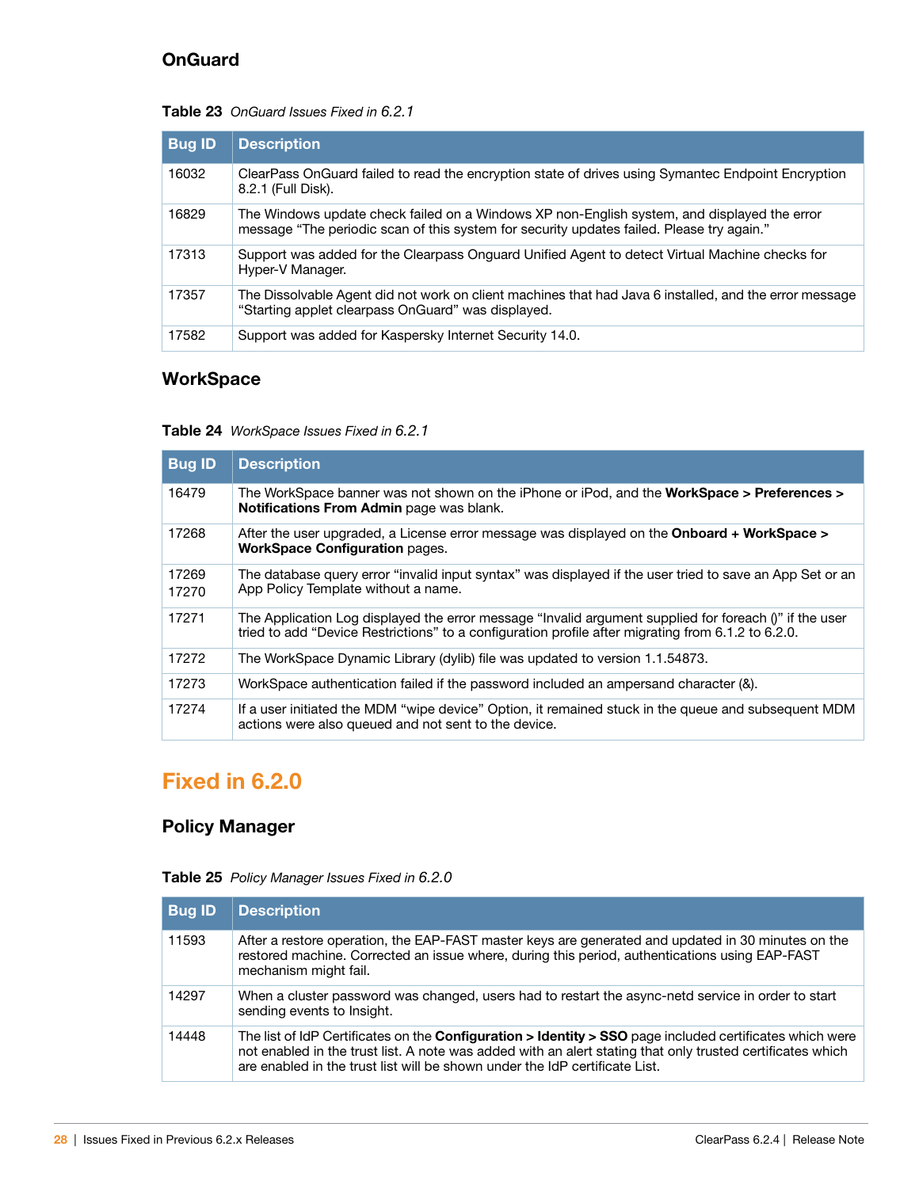## OnGuard

**Table 23** *OnGuard Issues Fixed in 6.2.1*

| Bug ID | Description |
|---|---|
| 16032 | ClearPass OnGuard failed to read the encryption state of drives using Symantec Endpoint Encryption 8.2.1 (Full Disk). |
| 16829 | The Windows update check failed on a Windows XP non-English system, and displayed the error message “The periodic scan of this system for security updates failed. Please try again.” |
| 17313 | Support was added for the Clearpass Onguard Unified Agent to detect Virtual Machine checks for Hyper-V Manager. |
| 17357 | The Dissolvable Agent did not work on client machines that had Java 6 installed, and the error message “Starting applet clearpass OnGuard” was displayed. |
| 17582 | Support was added for Kaspersky Internet Security 14.0. |

## WorkSpace

**Table 24** *WorkSpace Issues Fixed in 6.2.1*

| Bug ID | Description |
|---|---|
| 16479 | The WorkSpace banner was not shown on the iPhone or iPod, and the **WorkSpace > Preferences > Notifications From Admin** page was blank. |
| 17268 | After the user upgraded, a License error message was displayed on the **Onboard + WorkSpace > WorkSpace Configuration** pages. |
| 17269<br>17270 | The database query error “invalid input syntax” was displayed if the user tried to save an App Set or an App Policy Template without a name. |
| 17271 | The Application Log displayed the error message “Invalid argument supplied for foreach ()” if the user tried to add “Device Restrictions” to a configuration profile after migrating from 6.1.2 to 6.2.0. |
| 17272 | The WorkSpace Dynamic Library (dylib) file was updated to version 1.1.54873. |
| 17273 | WorkSpace authentication failed if the password included an ampersand character (&). |
| 17274 | If a user initiated the MDM “wipe device” Option, it remained stuck in the queue and subsequent MDM actions were also queued and not sent to the device. |

# Fixed in 6.2.0

## Policy Manager

**Table 25** *Policy Manager Issues Fixed in 6.2.0*

| Bug ID | Description |
|---|---|
| 11593 | After a restore operation, the EAP-FAST master keys are generated and updated in 30 minutes on the restored machine. Corrected an issue where, during this period, authentications using EAP-FAST mechanism might fail. |
| 14297 | When a cluster password was changed, users had to restart the async-netd service in order to start sending events to Insight. |
| 14448 | The list of IdP Certificates on the **Configuration > Identity > SSO** page included certificates which were not enabled in the trust list. A note was added with an alert stating that only trusted certificates which are enabled in the trust list will be shown under the IdP certificate List. |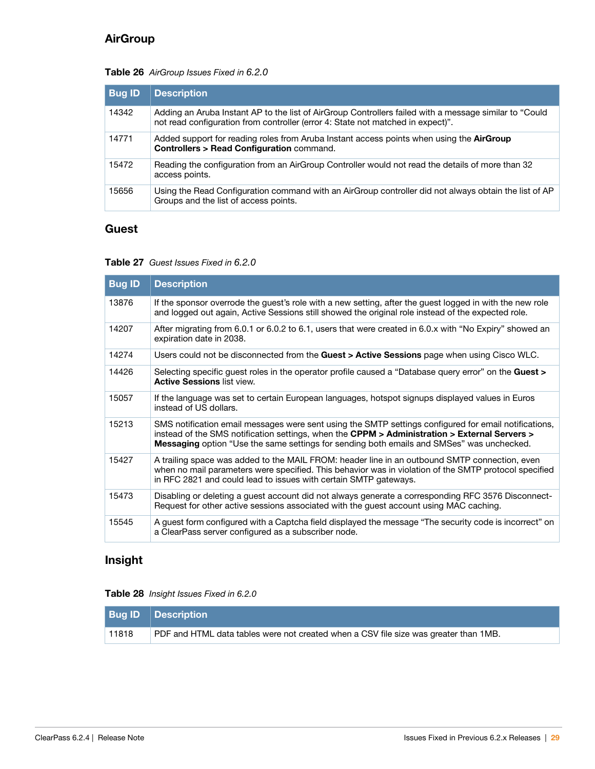## AirGroup

**Table 26** *AirGroup Issues Fixed in 6.2.0*

| Bug ID | Description |
|---|---|
| 14342 | Adding an Aruba Instant AP to the list of AirGroup Controllers failed with a message similar to "Could not read configuration from controller (error 4: State not matched in expect)". |
| 14771 | Added support for reading roles from Aruba Instant access points when using the **AirGroup Controllers > Read Configuration** command. |
| 15472 | Reading the configuration from an AirGroup Controller would not read the details of more than 32 access points. |
| 15656 | Using the Read Configuration command with an AirGroup controller did not always obtain the list of AP Groups and the list of access points. |

## Guest

**Table 27** *Guest Issues Fixed in 6.2.0*

| Bug ID | Description |
|---|---|
| 13876 | If the sponsor overrode the guest's role with a new setting, after the guest logged in with the new role and logged out again, Active Sessions still showed the original role instead of the expected role. |
| 14207 | After migrating from 6.0.1 or 6.0.2 to 6.1, users that were created in 6.0.x with "No Expiry" showed an expiration date in 2038. |
| 14274 | Users could not be disconnected from the **Guest > Active Sessions** page when using Cisco WLC. |
| 14426 | Selecting specific guest roles in the operator profile caused a "Database query error" on the **Guest > Active Sessions** list view. |
| 15057 | If the language was set to certain European languages, hotspot signups displayed values in Euros instead of US dollars. |
| 15213 | SMS notification email messages were sent using the SMTP settings configured for email notifications, instead of the SMS notification settings, when the **CPPM > Administration > External Servers > Messaging** option "Use the same settings for sending both emails and SMSes" was unchecked. |
| 15427 | A trailing space was added to the MAIL FROM: header line in an outbound SMTP connection, even when no mail parameters were specified. This behavior was in violation of the SMTP protocol specified in RFC 2821 and could lead to issues with certain SMTP gateways. |
| 15473 | Disabling or deleting a guest account did not always generate a corresponding RFC 3576 Disconnect-Request for other active sessions associated with the guest account using MAC caching. |
| 15545 | A guest form configured with a Captcha field displayed the message "The security code is incorrect" on a ClearPass server configured as a subscriber node. |

## Insight

**Table 28** *Insight Issues Fixed in 6.2.0*

| Bug ID | Description |
|---|---|
| 11818 | PDF and HTML data tables were not created when a CSV file size was greater than 1MB. |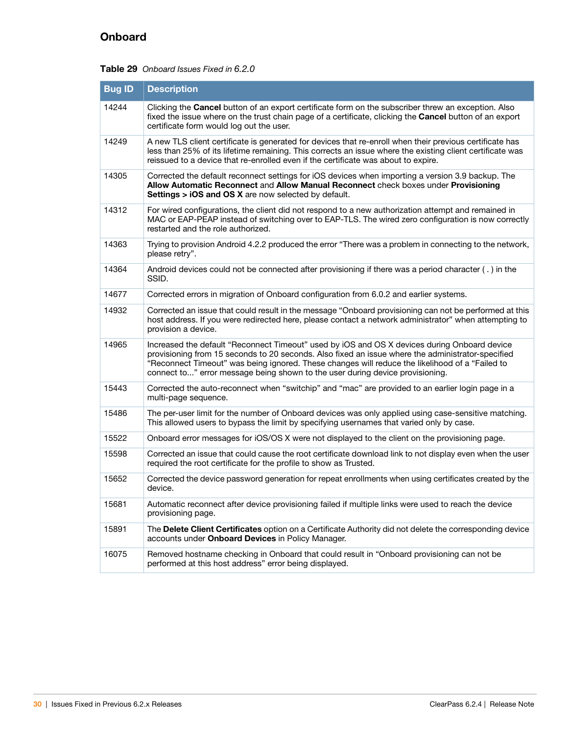## Onboard

**Table 29** *Onboard Issues Fixed in 6.2.0*

| Bug ID | Description |
| --- | --- |
| 14244 | Clicking the **Cancel** button of an export certificate form on the subscriber threw an exception. Also fixed the issue where on the trust chain page of a certificate, clicking the **Cancel** button of an export certificate form would log out the user. |
| 14249 | A new TLS client certificate is generated for devices that re-enroll when their previous certificate has less than 25% of its lifetime remaining. This corrects an issue where the existing client certificate was reissued to a device that re-enrolled even if the certificate was about to expire. |
| 14305 | Corrected the default reconnect settings for iOS devices when importing a version 3.9 backup. The **Allow Automatic Reconnect** and **Allow Manual Reconnect** check boxes under **Provisioning Settings > iOS and OS X** are now selected by default. |
| 14312 | For wired configurations, the client did not respond to a new authorization attempt and remained in MAC or EAP-PEAP instead of switching over to EAP-TLS. The wired zero configuration is now correctly restarted and the role authorized. |
| 14363 | Trying to provision Android 4.2.2 produced the error “There was a problem in connecting to the network, please retry”. |
| 14364 | Android devices could not be connected after provisioning if there was a period character ( . ) in the SSID. |
| 14677 | Corrected errors in migration of Onboard configuration from 6.0.2 and earlier systems. |
| 14932 | Corrected an issue that could result in the message “Onboard provisioning can not be performed at this host address. If you were redirected here, please contact a network administrator” when attempting to provision a device. |
| 14965 | Increased the default “Reconnect Timeout” used by iOS and OS X devices during Onboard device provisioning from 15 seconds to 20 seconds. Also fixed an issue where the administrator-specified “Reconnect Timeout” was being ignored. These changes will reduce the likelihood of a “Failed to connect to...” error message being shown to the user during device provisioning. |
| 15443 | Corrected the auto-reconnect when “switchip” and “mac” are provided to an earlier login page in a multi-page sequence. |
| 15486 | The per-user limit for the number of Onboard devices was only applied using case-sensitive matching. This allowed users to bypass the limit by specifying usernames that varied only by case. |
| 15522 | Onboard error messages for iOS/OS X were not displayed to the client on the provisioning page. |
| 15598 | Corrected an issue that could cause the root certificate download link to not display even when the user required the root certificate for the profile to show as Trusted. |
| 15652 | Corrected the device password generation for repeat enrollments when using certificates created by the device. |
| 15681 | Automatic reconnect after device provisioning failed if multiple links were used to reach the device provisioning page. |
| 15891 | The **Delete Client Certificates** option on a Certificate Authority did not delete the corresponding device accounts under **Onboard Devices** in Policy Manager. |
| 16075 | Removed hostname checking in Onboard that could result in “Onboard provisioning can not be performed at this host address” error being displayed. |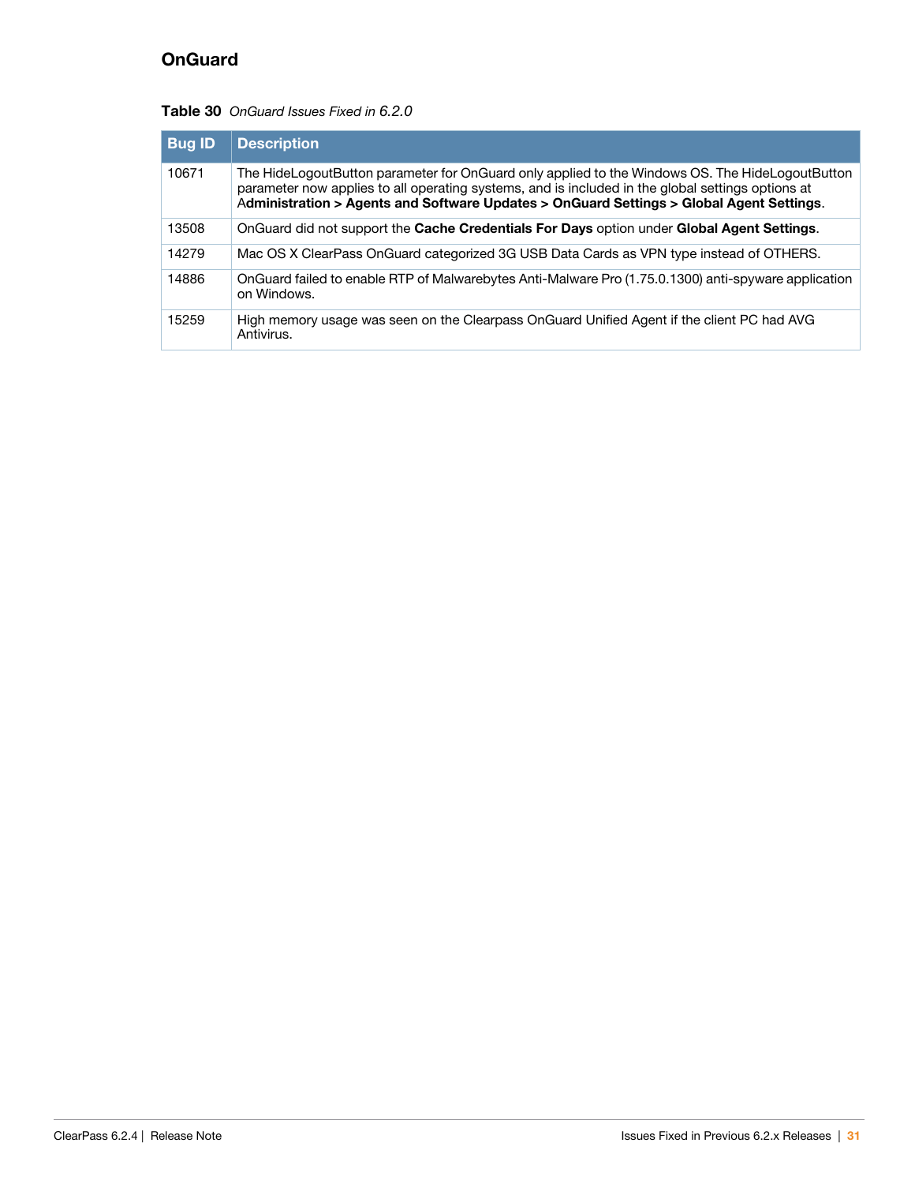## OnGuard

**Table 30** *OnGuard Issues Fixed in 6.2.0*

| Bug ID | Description |
| --- | --- |
| 10671 | The HideLogoutButton parameter for OnGuard only applied to the Windows OS. The HideLogoutButton parameter now applies to all operating systems, and is included in the global settings options at A**dministration > Agents and Software Updates > OnGuard Settings > Global Agent Settings**. |
| 13508 | OnGuard did not support the **Cache Credentials For Days** option under **Global Agent Settings**. |
| 14279 | Mac OS X ClearPass OnGuard categorized 3G USB Data Cards as VPN type instead of OTHERS. |
| 14886 | OnGuard failed to enable RTP of Malwarebytes Anti-Malware Pro (1.75.0.1300) anti-spyware application on Windows. |
| 15259 | High memory usage was seen on the Clearpass OnGuard Unified Agent if the client PC had AVG Antivirus. |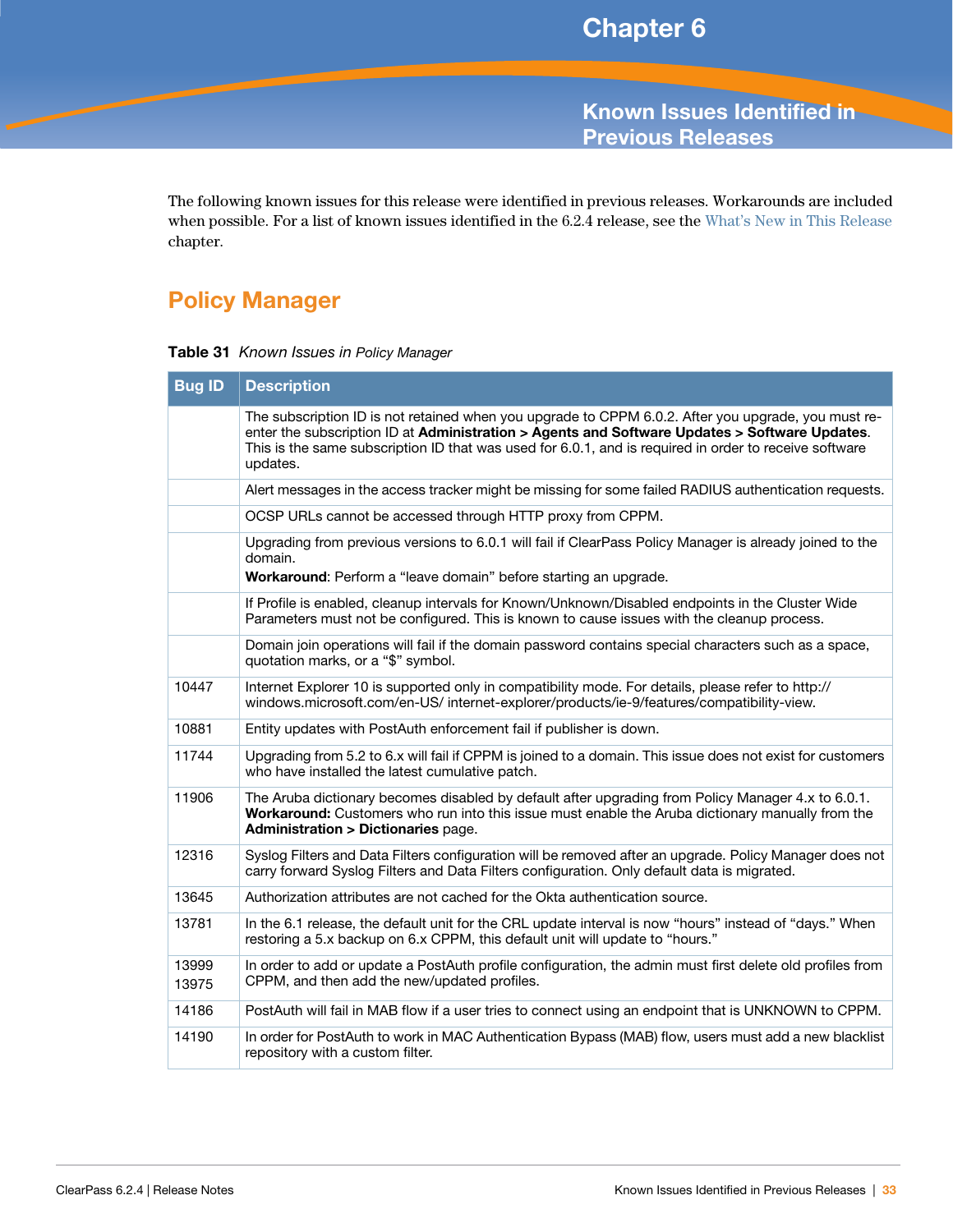# Chapter 6

# Known Issues Identified in Previous Releases

The following known issues for this release were identified in previous releases. Workarounds are included when possible. For a list of known issues identified in the 6.2.4 release, see the What's New in This Release chapter.

## Policy Manager

**Table 31** *Known Issues in Policy Manager*

| Bug ID | Description |
|---|---|
| | The subscription ID is not retained when you upgrade to CPPM 6.0.2. After you upgrade, you must re-enter the subscription ID at **Administration > Agents and Software Updates > Software Updates**. This is the same subscription ID that was used for 6.0.1, and is required in order to receive software updates. |
| | Alert messages in the access tracker might be missing for some failed RADIUS authentication requests. |
| | OCSP URLs cannot be accessed through HTTP proxy from CPPM. |
| | Upgrading from previous versions to 6.0.1 will fail if ClearPass Policy Manager is already joined to the domain.<br>**Workaround**: Perform a "leave domain" before starting an upgrade. |
| | If Profile is enabled, cleanup intervals for Known/Unknown/Disabled endpoints in the Cluster Wide Parameters must not be configured. This is known to cause issues with the cleanup process. |
| | Domain join operations will fail if the domain password contains special characters such as a space, quotation marks, or a "$" symbol. |
| 10447 | Internet Explorer 10 is supported only in compatibility mode. For details, please refer to http://windows.microsoft.com/en-US/ internet-explorer/products/ie-9/features/compatibility-view. |
| 10881 | Entity updates with PostAuth enforcement fail if publisher is down. |
| 11744 | Upgrading from 5.2 to 6.x will fail if CPPM is joined to a domain. This issue does not exist for customers who have installed the latest cumulative patch. |
| 11906 | The Aruba dictionary becomes disabled by default after upgrading from Policy Manager 4.x to 6.0.1. **Workaround:** Customers who run into this issue must enable the Aruba dictionary manually from the **Administration > Dictionaries** page. |
| 12316 | Syslog Filters and Data Filters configuration will be removed after an upgrade. Policy Manager does not carry forward Syslog Filters and Data Filters configuration. Only default data is migrated. |
| 13645 | Authorization attributes are not cached for the Okta authentication source. |
| 13781 | In the 6.1 release, the default unit for the CRL update interval is now "hours" instead of "days." When restoring a 5.x backup on 6.x CPPM, this default unit will update to "hours." |
| 13999<br>13975 | In order to add or update a PostAuth profile configuration, the admin must first delete old profiles from CPPM, and then add the new/updated profiles. |
| 14186 | PostAuth will fail in MAB flow if a user tries to connect using an endpoint that is UNKNOWN to CPPM. |
| 14190 | In order for PostAuth to work in MAC Authentication Bypass (MAB) flow, users must add a new blacklist repository with a custom filter. |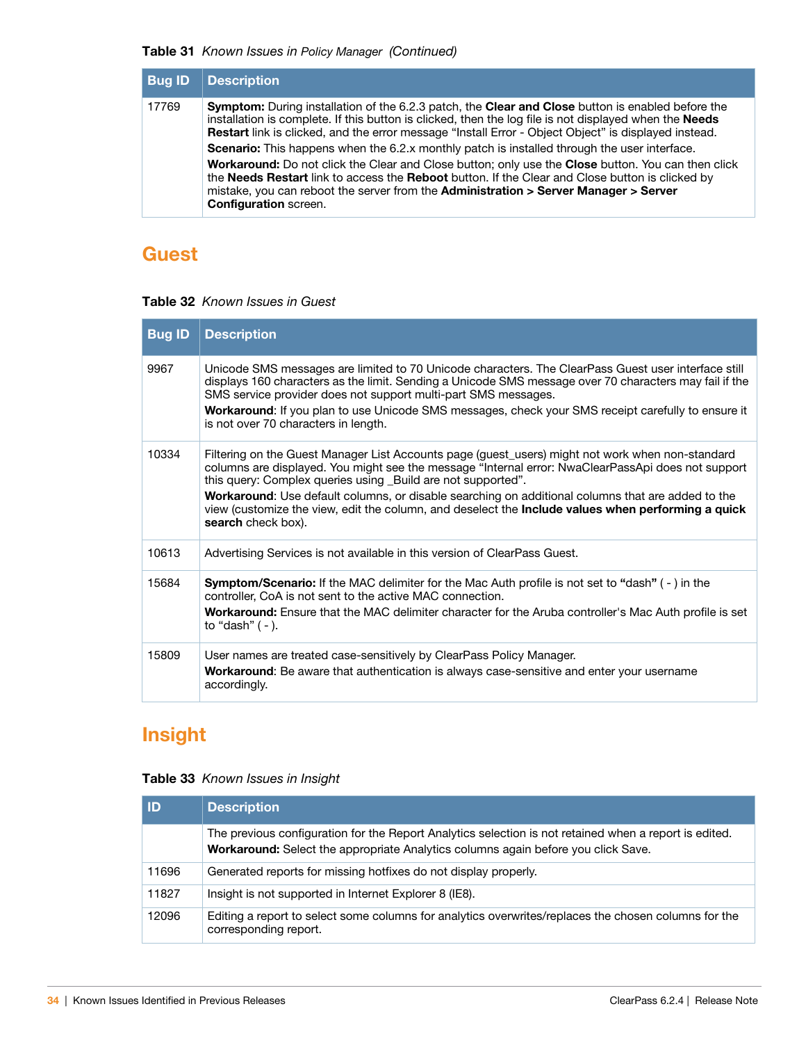**Table 31** *Known Issues in Policy Manager (Continued)*

| Bug ID | Description |
|---|---|
| 17769 | **Symptom:** During installation of the 6.2.3 patch, the **Clear and Close** button is enabled before the installation is complete. If this button is clicked, then the log file is not displayed when the **Needs Restart** link is clicked, and the error message “Install Error - Object Object” is displayed instead.<br>**Scenario:** This happens when the 6.2.x monthly patch is installed through the user interface.<br>**Workaround:** Do not click the Clear and Close button; only use the **Close** button. You can then click the **Needs Restart** link to access the **Reboot** button. If the Clear and Close button is clicked by mistake, you can reboot the server from the **Administration > Server Manager > Server Configuration** screen. |

## Guest

**Table 32** *Known Issues in Guest*

| Bug ID | Description |
|---|---|
| 9967 | Unicode SMS messages are limited to 70 Unicode characters. The ClearPass Guest user interface still displays 160 characters as the limit. Sending a Unicode SMS message over 70 characters may fail if the SMS service provider does not support multi-part SMS messages.<br>**Workaround**: If you plan to use Unicode SMS messages, check your SMS receipt carefully to ensure it is not over 70 characters in length. |
| 10334 | Filtering on the Guest Manager List Accounts page (guest_users) might not work when non-standard columns are displayed. You might see the message “Internal error: NwaClearPassApi does not support this query: Complex queries using _Build are not supported”.<br>**Workaround**: Use default columns, or disable searching on additional columns that are added to the view (customize the view, edit the column, and deselect the **Include values when performing a quick search** check box). |
| 10613 | Advertising Services is not available in this version of ClearPass Guest. |
| 15684 | **Symptom/Scenario:** If the MAC delimiter for the Mac Auth profile is not set to **“**dash**”** ( - ) in the controller, CoA is not sent to the active MAC connection.<br>**Workaround:** Ensure that the MAC delimiter character for the Aruba controller's Mac Auth profile is set to “dash” ( - ). |
| 15809 | User names are treated case-sensitively by ClearPass Policy Manager.<br>**Workaround**: Be aware that authentication is always case-sensitive and enter your username accordingly. |

## Insight

**Table 33** *Known Issues in Insight*

| ID | Description |
|---|---|
| | The previous configuration for the Report Analytics selection is not retained when a report is edited.<br>**Workaround:** Select the appropriate Analytics columns again before you click Save. |
| 11696 | Generated reports for missing hotfixes do not display properly. |
| 11827 | Insight is not supported in Internet Explorer 8 (IE8). |
| 12096 | Editing a report to select some columns for analytics overwrites/replaces the chosen columns for the corresponding report. |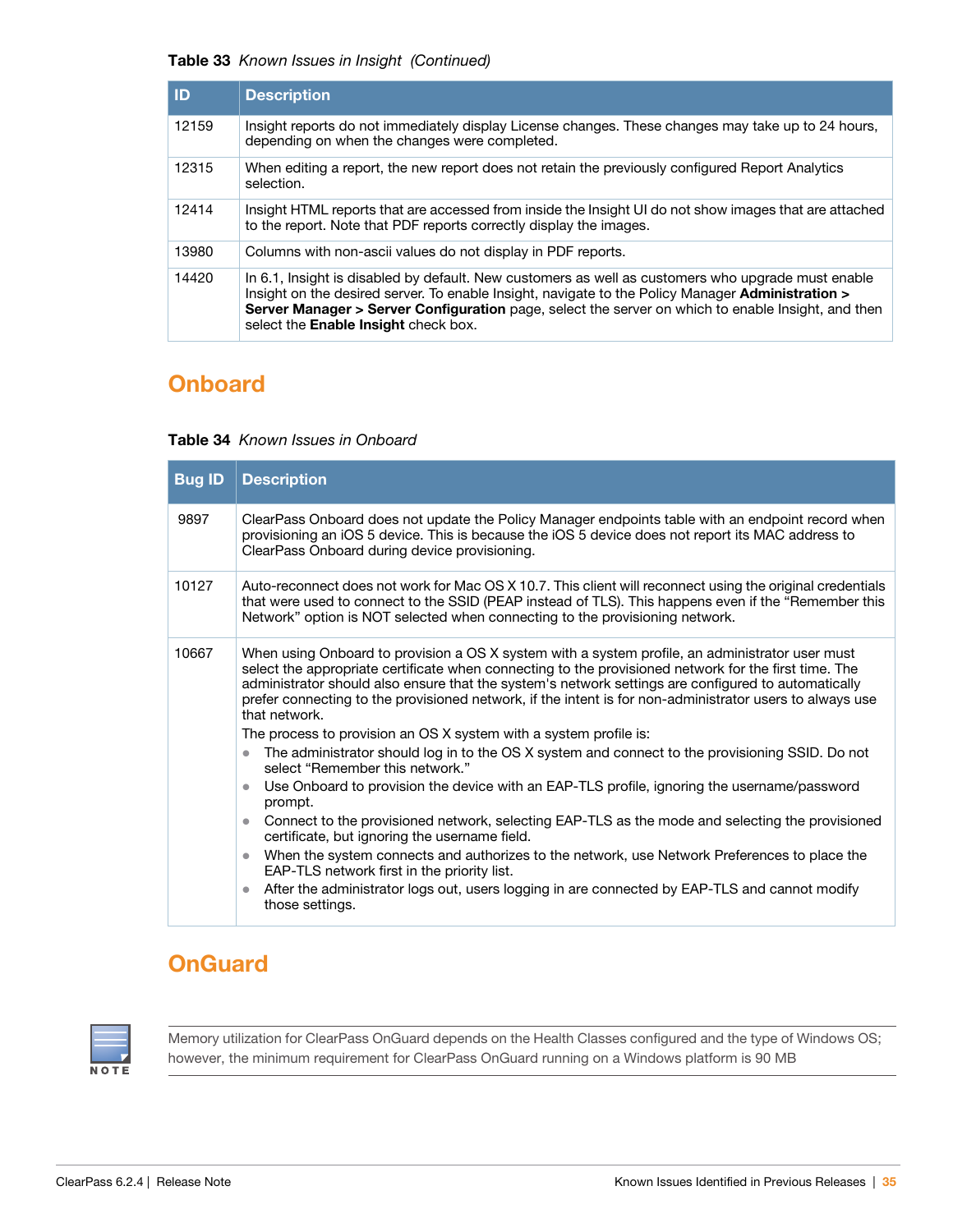**Table 33** *Known Issues in Insight (Continued)*

| ID | Description |
|---|---|
| 12159 | Insight reports do not immediately display License changes. These changes may take up to 24 hours, depending on when the changes were completed. |
| 12315 | When editing a report, the new report does not retain the previously configured Report Analytics selection. |
| 12414 | Insight HTML reports that are accessed from inside the Insight UI do not show images that are attached to the report. Note that PDF reports correctly display the images. |
| 13980 | Columns with non-ascii values do not display in PDF reports. |
| 14420 | In 6.1, Insight is disabled by default. New customers as well as customers who upgrade must enable Insight on the desired server. To enable Insight, navigate to the Policy Manager **Administration > Server Manager > Server Configuration** page, select the server on which to enable Insight, and then select the **Enable Insight** check box. |

## Onboard

**Table 34** *Known Issues in Onboard*

| Bug ID | Description |
|---|---|
| 9897 | ClearPass Onboard does not update the Policy Manager endpoints table with an endpoint record when provisioning an iOS 5 device. This is because the iOS 5 device does not report its MAC address to ClearPass Onboard during device provisioning. |
| 10127 | Auto-reconnect does not work for Mac OS X 10.7. This client will reconnect using the original credentials that were used to connect to the SSID (PEAP instead of TLS). This happens even if the “Remember this Network” option is NOT selected when connecting to the provisioning network. |
| 10667 | When using Onboard to provision a OS X system with a system profile, an administrator user must select the appropriate certificate when connecting to the provisioned network for the first time. The administrator should also ensure that the system's network settings are configured to automatically prefer connecting to the provisioned network, if the intent is for non-administrator users to always use that network.<br>The process to provision an OS X system with a system profile is:<br>• The administrator should log in to the OS X system and connect to the provisioning SSID. Do not select “Remember this network.”<br>• Use Onboard to provision the device with an EAP-TLS profile, ignoring the username/password prompt.<br>• Connect to the provisioned network, selecting EAP-TLS as the mode and selecting the provisioned certificate, but ignoring the username field.<br>• When the system connects and authorizes to the network, use Network Preferences to place the EAP-TLS network first in the priority list.<br>• After the administrator logs out, users logging in are connected by EAP-TLS and cannot modify those settings. |

## OnGuard

**NOTE**

Memory utilization for ClearPass OnGuard depends on the Health Classes configured and the type of Windows OS; however, the minimum requirement for ClearPass OnGuard running on a Windows platform is 90 MB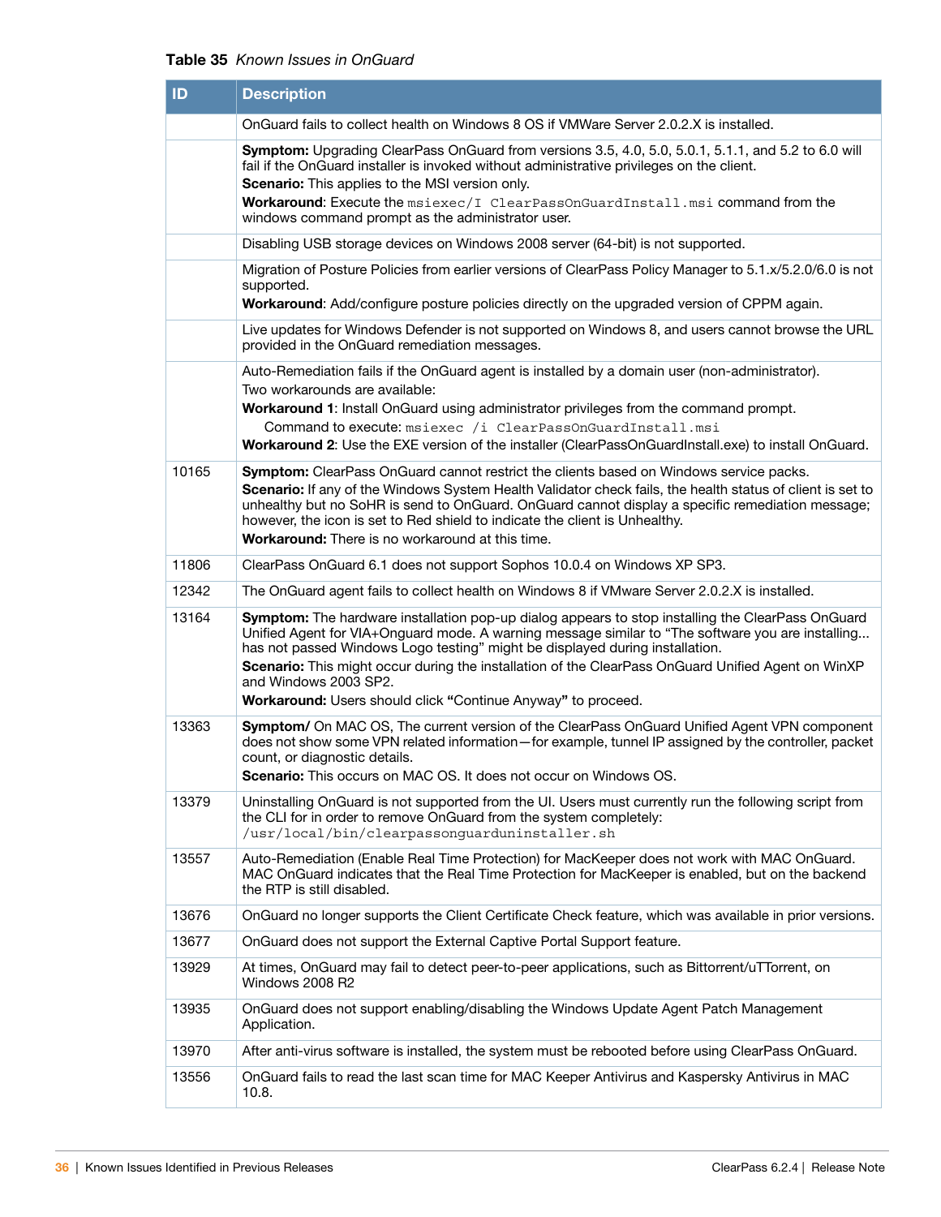**Table 35** *Known Issues in OnGuard*

| ID | Description |
|---|---|
| | OnGuard fails to collect health on Windows 8 OS if VMWare Server 2.0.2.X is installed. |
| | **Symptom:** Upgrading ClearPass OnGuard from versions 3.5, 4.0, 5.0, 5.0.1, 5.1.1, and 5.2 to 6.0 will fail if the OnGuard installer is invoked without administrative privileges on the client.<br>**Scenario:** This applies to the MSI version only.<br>**Workaround**: Execute the `msiexec/I ClearPassOnGuardInstall.msi` command from the windows command prompt as the administrator user. |
| | Disabling USB storage devices on Windows 2008 server (64-bit) is not supported. |
| | Migration of Posture Policies from earlier versions of ClearPass Policy Manager to 5.1.x/5.2.0/6.0 is not supported.<br>**Workaround**: Add/configure posture policies directly on the upgraded version of CPPM again. |
| | Live updates for Windows Defender is not supported on Windows 8, and users cannot browse the URL provided in the OnGuard remediation messages. |
| | Auto-Remediation fails if the OnGuard agent is installed by a domain user (non-administrator).<br>Two workarounds are available:<br>**Workaround 1**: Install OnGuard using administrator privileges from the command prompt.<br>Command to execute: `msiexec /i ClearPassOnGuardInstall.msi`<br>**Workaround 2**: Use the EXE version of the installer (ClearPassOnGuardInstall.exe) to install OnGuard. |
| 10165 | **Symptom:** ClearPass OnGuard cannot restrict the clients based on Windows service packs.<br>**Scenario:** If any of the Windows System Health Validator check fails, the health status of client is set to unhealthy but no SoHR is send to OnGuard. OnGuard cannot display a specific remediation message; however, the icon is set to Red shield to indicate the client is Unhealthy.<br>**Workaround:** There is no workaround at this time. |
| 11806 | ClearPass OnGuard 6.1 does not support Sophos 10.0.4 on Windows XP SP3. |
| 12342 | The OnGuard agent fails to collect health on Windows 8 if VMware Server 2.0.2.X is installed. |
| 13164 | **Symptom:** The hardware installation pop-up dialog appears to stop installing the ClearPass OnGuard Unified Agent for VIA+Onguard mode. A warning message similar to "The software you are installing... has not passed Windows Logo testing" might be displayed during installation.<br>**Scenario:** This might occur during the installation of the ClearPass OnGuard Unified Agent on WinXP and Windows 2003 SP2.<br>**Workaround:** Users should click **"**Continue Anyway**"** to proceed. |
| 13363 | **Symptom/** On MAC OS, The current version of the ClearPass OnGuard Unified Agent VPN component does not show some VPN related information—for example, tunnel IP assigned by the controller, packet count, or diagnostic details.<br>**Scenario:** This occurs on MAC OS. It does not occur on Windows OS. |
| 13379 | Uninstalling OnGuard is not supported from the UI. Users must currently run the following script from the CLI for in order to remove OnGuard from the system completely:<br>`/usr/local/bin/clearpassonguarduninstaller.sh` |
| 13557 | Auto-Remediation (Enable Real Time Protection) for MacKeeper does not work with MAC OnGuard. MAC OnGuard indicates that the Real Time Protection for MacKeeper is enabled, but on the backend the RTP is still disabled. |
| 13676 | OnGuard no longer supports the Client Certificate Check feature, which was available in prior versions. |
| 13677 | OnGuard does not support the External Captive Portal Support feature. |
| 13929 | At times, OnGuard may fail to detect peer-to-peer applications, such as Bittorrent/uTTorrent, on Windows 2008 R2 |
| 13935 | OnGuard does not support enabling/disabling the Windows Update Agent Patch Management Application. |
| 13970 | After anti-virus software is installed, the system must be rebooted before using ClearPass OnGuard. |
| 13556 | OnGuard fails to read the last scan time for MAC Keeper Antivirus and Kaspersky Antivirus in MAC 10.8. |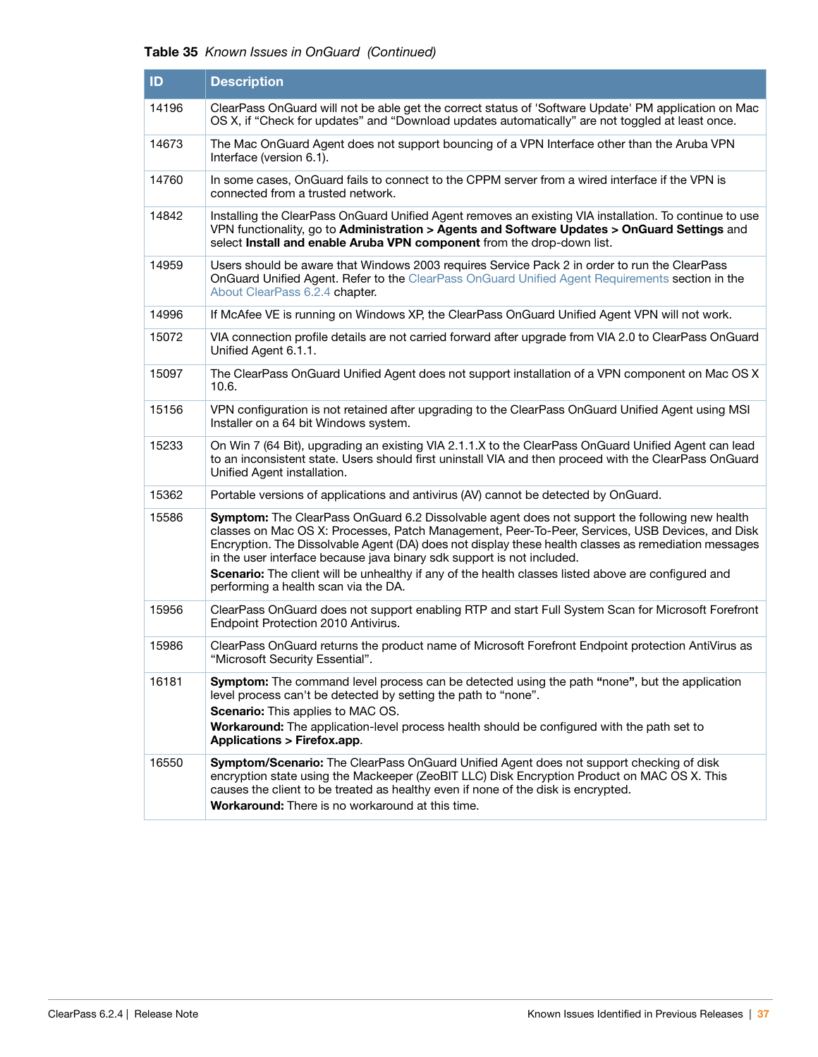**Table 35** *Known Issues in OnGuard (Continued)*

| ID | Description |
|---|---|
| 14196 | ClearPass OnGuard will not be able get the correct status of 'Software Update' PM application on Mac OS X, if "Check for updates" and "Download updates automatically" are not toggled at least once. |
| 14673 | The Mac OnGuard Agent does not support bouncing of a VPN Interface other than the Aruba VPN Interface (version 6.1). |
| 14760 | In some cases, OnGuard fails to connect to the CPPM server from a wired interface if the VPN is connected from a trusted network. |
| 14842 | Installing the ClearPass OnGuard Unified Agent removes an existing VIA installation. To continue to use VPN functionality, go to **Administration > Agents and Software Updates > OnGuard Settings** and select **Install and enable Aruba VPN component** from the drop-down list. |
| 14959 | Users should be aware that Windows 2003 requires Service Pack 2 in order to run the ClearPass OnGuard Unified Agent. Refer to the ClearPass OnGuard Unified Agent Requirements section in the About ClearPass 6.2.4 chapter. |
| 14996 | If McAfee VE is running on Windows XP, the ClearPass OnGuard Unified Agent VPN will not work. |
| 15072 | VIA connection profile details are not carried forward after upgrade from VIA 2.0 to ClearPass OnGuard Unified Agent 6.1.1. |
| 15097 | The ClearPass OnGuard Unified Agent does not support installation of a VPN component on Mac OS X 10.6. |
| 15156 | VPN configuration is not retained after upgrading to the ClearPass OnGuard Unified Agent using MSI Installer on a 64 bit Windows system. |
| 15233 | On Win 7 (64 Bit), upgrading an existing VIA 2.1.1.X to the ClearPass OnGuard Unified Agent can lead to an inconsistent state. Users should first uninstall VIA and then proceed with the ClearPass OnGuard Unified Agent installation. |
| 15362 | Portable versions of applications and antivirus (AV) cannot be detected by OnGuard. |
| 15586 | **Symptom:** The ClearPass OnGuard 6.2 Dissolvable agent does not support the following new health classes on Mac OS X: Processes, Patch Management, Peer-To-Peer, Services, USB Devices, and Disk Encryption. The Dissolvable Agent (DA) does not display these health classes as remediation messages in the user interface because java binary sdk support is not included.<br>**Scenario:** The client will be unhealthy if any of the health classes listed above are configured and performing a health scan via the DA. |
| 15956 | ClearPass OnGuard does not support enabling RTP and start Full System Scan for Microsoft Forefront Endpoint Protection 2010 Antivirus. |
| 15986 | ClearPass OnGuard returns the product name of Microsoft Forefront Endpoint protection AntiVirus as "Microsoft Security Essential". |
| 16181 | **Symptom:** The command level process can be detected using the path **"none"**, but the application level process can't be detected by setting the path to "none".<br>**Scenario:** This applies to MAC OS.<br>**Workaround:** The application-level process health should be configured with the path set to **Applications > Firefox.app**. |
| 16550 | **Symptom/Scenario:** The ClearPass OnGuard Unified Agent does not support checking of disk encryption state using the Mackeeper (ZeoBIT LLC) Disk Encryption Product on MAC OS X. This causes the client to be treated as healthy even if none of the disk is encrypted.<br>**Workaround:** There is no workaround at this time. |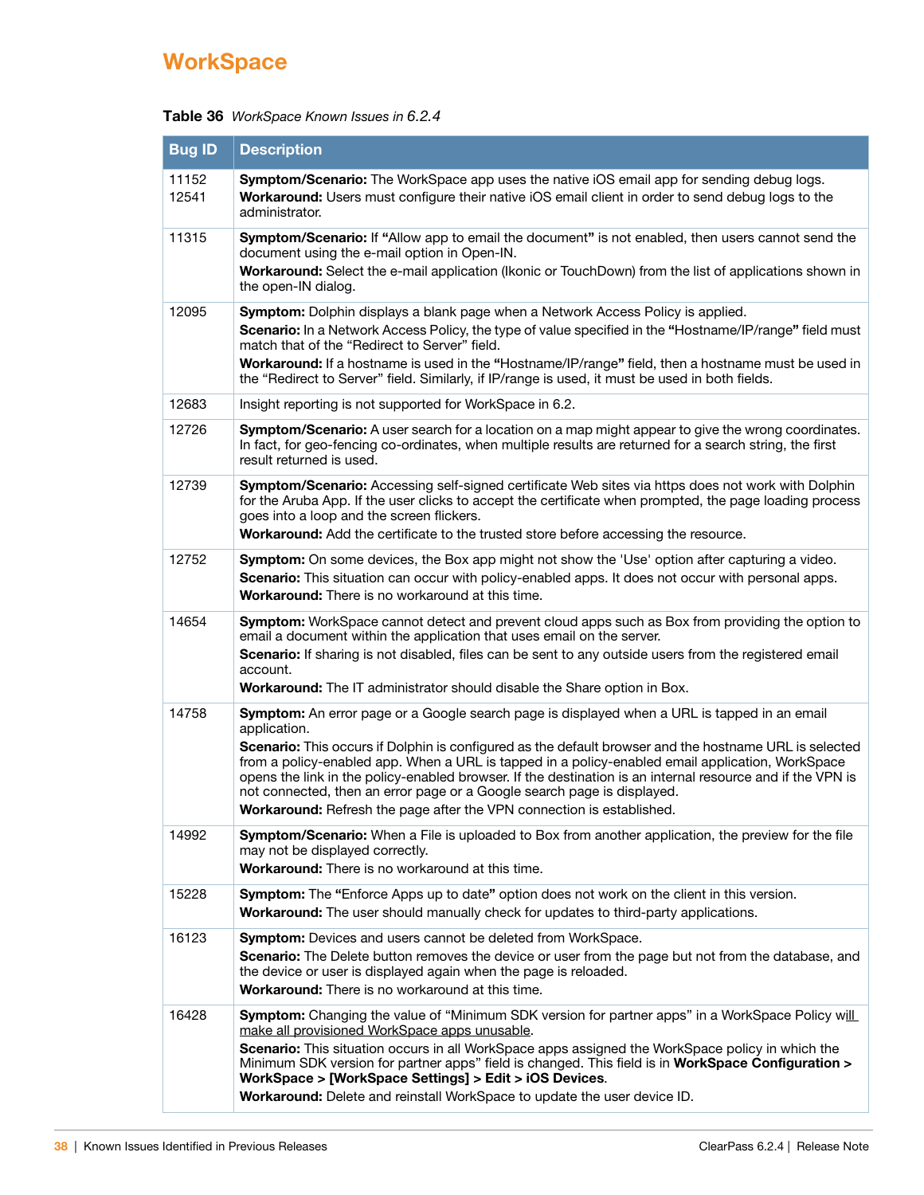# WorkSpace

**Table 36** *WorkSpace Known Issues in 6.2.4*

| Bug ID | Description |
|---|---|
| 11152<br>12541 | **Symptom/Scenario:** The WorkSpace app uses the native iOS email app for sending debug logs.<br>**Workaround:** Users must configure their native iOS email client in order to send debug logs to the administrator. |
| 11315 | **Symptom/Scenario:** If **"**Allow app to email the document**"** is not enabled, then users cannot send the document using the e-mail option in Open-IN.<br>**Workaround:** Select the e-mail application (Ikonic or TouchDown) from the list of applications shown in the open-IN dialog. |
| 12095 | **Symptom:** Dolphin displays a blank page when a Network Access Policy is applied.<br>**Scenario:** In a Network Access Policy, the type of value specified in the **"**Hostname/IP/range**"** field must match that of the "Redirect to Server" field.<br>**Workaround:** If a hostname is used in the **"**Hostname/IP/range**"** field, then a hostname must be used in the "Redirect to Server" field. Similarly, if IP/range is used, it must be used in both fields. |
| 12683 | Insight reporting is not supported for WorkSpace in 6.2. |
| 12726 | **Symptom/Scenario:** A user search for a location on a map might appear to give the wrong coordinates. In fact, for geo-fencing co-ordinates, when multiple results are returned for a search string, the first result returned is used. |
| 12739 | **Symptom/Scenario:** Accessing self-signed certificate Web sites via https does not work with Dolphin for the Aruba App. If the user clicks to accept the certificate when prompted, the page loading process goes into a loop and the screen flickers.<br>**Workaround:** Add the certificate to the trusted store before accessing the resource. |
| 12752 | **Symptom:** On some devices, the Box app might not show the 'Use' option after capturing a video.<br>**Scenario:** This situation can occur with policy-enabled apps. It does not occur with personal apps.<br>**Workaround:** There is no workaround at this time. |
| 14654 | **Symptom:** WorkSpace cannot detect and prevent cloud apps such as Box from providing the option to email a document within the application that uses email on the server.<br>**Scenario:** If sharing is not disabled, files can be sent to any outside users from the registered email account.<br>**Workaround:** The IT administrator should disable the Share option in Box. |
| 14758 | **Symptom:** An error page or a Google search page is displayed when a URL is tapped in an email application.<br>**Scenario:** This occurs if Dolphin is configured as the default browser and the hostname URL is selected from a policy-enabled app. When a URL is tapped in a policy-enabled email application, WorkSpace opens the link in the policy-enabled browser. If the destination is an internal resource and if the VPN is not connected, then an error page or a Google search page is displayed.<br>**Workaround:** Refresh the page after the VPN connection is established. |
| 14992 | **Symptom/Scenario:** When a File is uploaded to Box from another application, the preview for the file may not be displayed correctly.<br>**Workaround:** There is no workaround at this time. |
| 15228 | **Symptom:** The **"**Enforce Apps up to date**"** option does not work on the client in this version.<br>**Workaround:** The user should manually check for updates to third-party applications. |
| 16123 | **Symptom:** Devices and users cannot be deleted from WorkSpace.<br>**Scenario:** The Delete button removes the device or user from the page but not from the database, and the device or user is displayed again when the page is reloaded.<br>**Workaround:** There is no workaround at this time. |
| 16428 | **Symptom:** Changing the value of "Minimum SDK version for partner apps" in a WorkSpace Policy will make all provisioned WorkSpace apps unusable.<br>**Scenario:** This situation occurs in all WorkSpace apps assigned the WorkSpace policy in which the Minimum SDK version for partner apps" field is changed. This field is in **WorkSpace Configuration > WorkSpace > [WorkSpace Settings] > Edit > iOS Devices**.<br>**Workaround:** Delete and reinstall WorkSpace to update the user device ID. |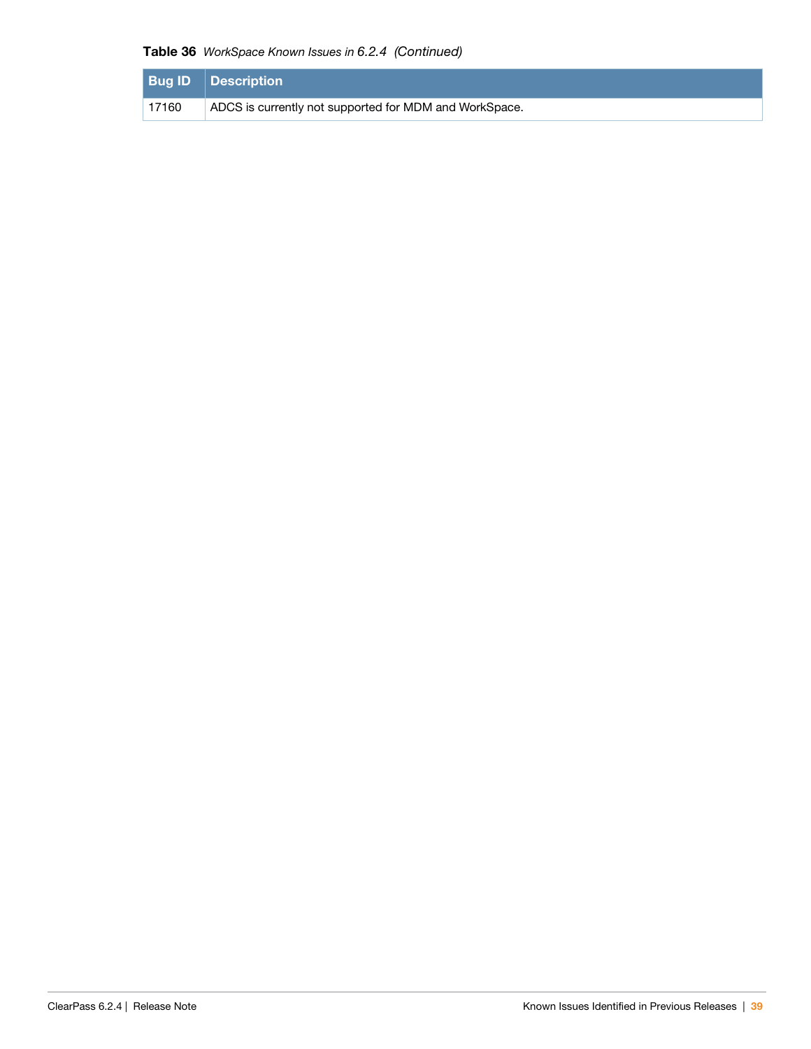**Table 36** *WorkSpace Known Issues in 6.2.4 (Continued)*

| Bug ID | Description |
|---|---|
| 17160 | ADCS is currently not supported for MDM and WorkSpace. |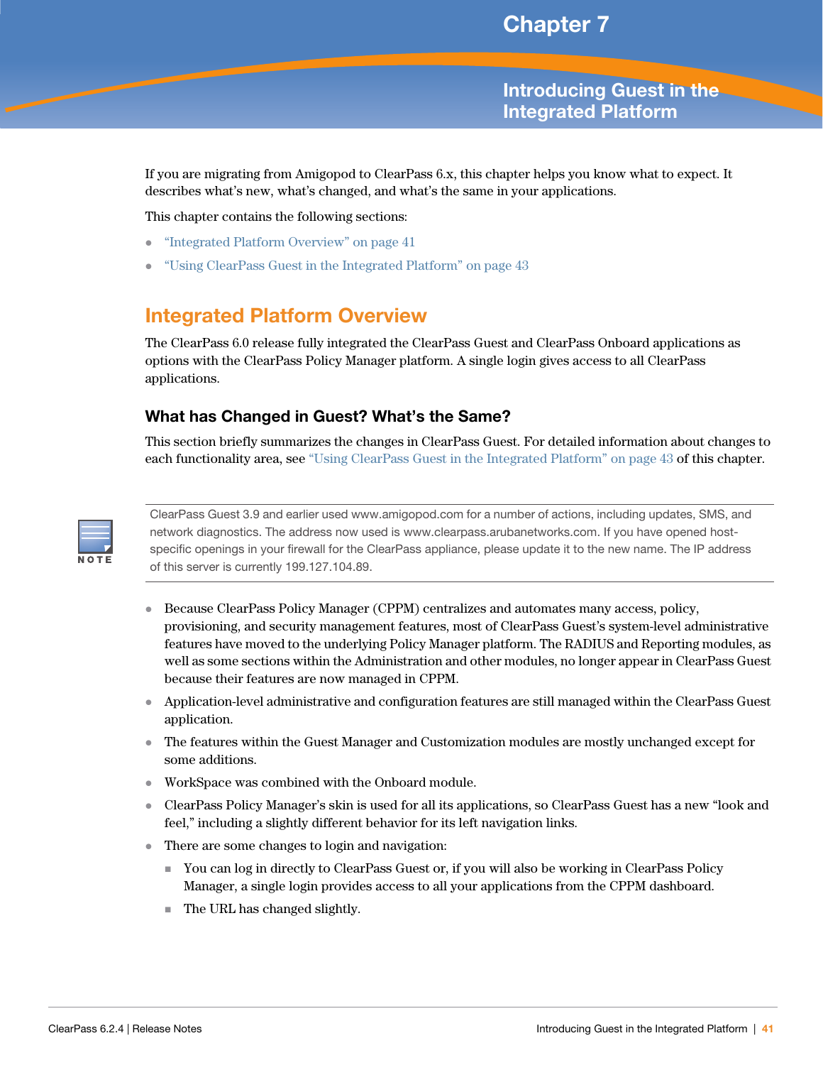# Chapter 7

# Introducing Guest in the Integrated Platform

If you are migrating from Amigopod to ClearPass 6.x, this chapter helps you know what to expect. It describes what's new, what's changed, and what's the same in your applications.

This chapter contains the following sections:

- "Integrated Platform Overview" on page 41
- "Using ClearPass Guest in the Integrated Platform" on page 43

## Integrated Platform Overview

The ClearPass 6.0 release fully integrated the ClearPass Guest and ClearPass Onboard applications as options with the ClearPass Policy Manager platform. A single login gives access to all ClearPass applications.

### What has Changed in Guest? What's the Same?

This section briefly summarizes the changes in ClearPass Guest. For detailed information about changes to each functionality area, see "Using ClearPass Guest in the Integrated Platform" on page 43 of this chapter.

> **NOTE**
> ClearPass Guest 3.9 and earlier used www.amigopod.com for a number of actions, including updates, SMS, and network diagnostics. The address now used is www.clearpass.arubanetworks.com. If you have opened host-specific openings in your firewall for the ClearPass appliance, please update it to the new name. The IP address of this server is currently 199.127.104.89.

- Because ClearPass Policy Manager (CPPM) centralizes and automates many access, policy, provisioning, and security management features, most of ClearPass Guest's system-level administrative features have moved to the underlying Policy Manager platform. The RADIUS and Reporting modules, as well as some sections within the Administration and other modules, no longer appear in ClearPass Guest because their features are now managed in CPPM.
- Application-level administrative and configuration features are still managed within the ClearPass Guest application.
- The features within the Guest Manager and Customization modules are mostly unchanged except for some additions.
- WorkSpace was combined with the Onboard module.
- ClearPass Policy Manager's skin is used for all its applications, so ClearPass Guest has a new "look and feel," including a slightly different behavior for its left navigation links.
- There are some changes to login and navigation:
  - You can log in directly to ClearPass Guest or, if you will also be working in ClearPass Policy Manager, a single login provides access to all your applications from the CPPM dashboard.
  - The URL has changed slightly.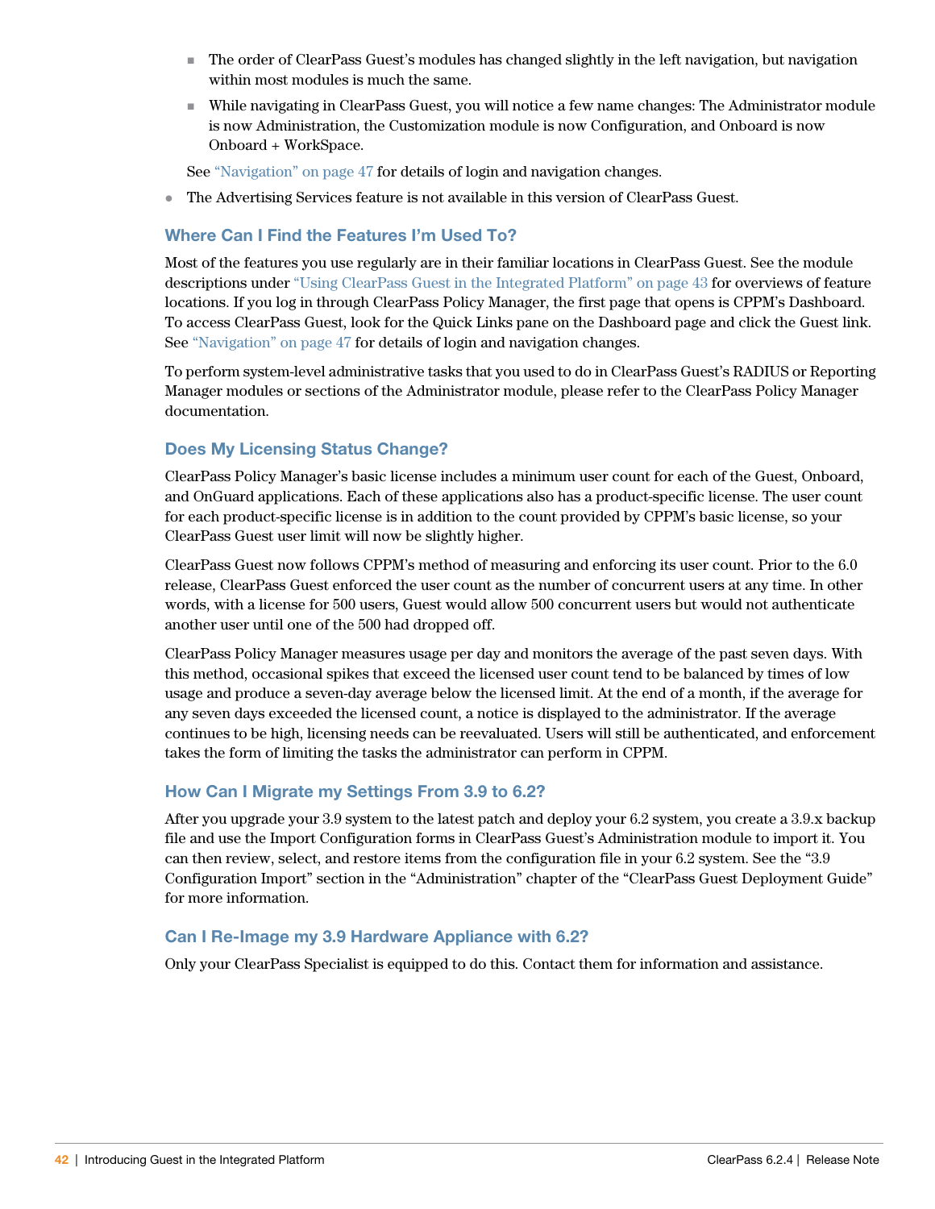- The order of ClearPass Guest's modules has changed slightly in the left navigation, but navigation within most modules is much the same.
- While navigating in ClearPass Guest, you will notice a few name changes: The Administrator module is now Administration, the Customization module is now Configuration, and Onboard is now Onboard + WorkSpace.

  See "Navigation" on page 47 for details of login and navigation changes.

- The Advertising Services feature is not available in this version of ClearPass Guest.

### Where Can I Find the Features I'm Used To?

Most of the features you use regularly are in their familiar locations in ClearPass Guest. See the module descriptions under "Using ClearPass Guest in the Integrated Platform" on page 43 for overviews of feature locations. If you log in through ClearPass Policy Manager, the first page that opens is CPPM's Dashboard. To access ClearPass Guest, look for the Quick Links pane on the Dashboard page and click the Guest link. See "Navigation" on page 47 for details of login and navigation changes.

To perform system-level administrative tasks that you used to do in ClearPass Guest's RADIUS or Reporting Manager modules or sections of the Administrator module, please refer to the ClearPass Policy Manager documentation.

### Does My Licensing Status Change?

ClearPass Policy Manager's basic license includes a minimum user count for each of the Guest, Onboard, and OnGuard applications. Each of these applications also has a product-specific license. The user count for each product-specific license is in addition to the count provided by CPPM's basic license, so your ClearPass Guest user limit will now be slightly higher.

ClearPass Guest now follows CPPM's method of measuring and enforcing its user count. Prior to the 6.0 release, ClearPass Guest enforced the user count as the number of concurrent users at any time. In other words, with a license for 500 users, Guest would allow 500 concurrent users but would not authenticate another user until one of the 500 had dropped off.

ClearPass Policy Manager measures usage per day and monitors the average of the past seven days. With this method, occasional spikes that exceed the licensed user count tend to be balanced by times of low usage and produce a seven-day average below the licensed limit. At the end of a month, if the average for any seven days exceeded the licensed count, a notice is displayed to the administrator. If the average continues to be high, licensing needs can be reevaluated. Users will still be authenticated, and enforcement takes the form of limiting the tasks the administrator can perform in CPPM.

### How Can I Migrate my Settings From 3.9 to 6.2?

After you upgrade your 3.9 system to the latest patch and deploy your 6.2 system, you create a 3.9.x backup file and use the Import Configuration forms in ClearPass Guest's Administration module to import it. You can then review, select, and restore items from the configuration file in your 6.2 system. See the "3.9 Configuration Import" section in the "Administration" chapter of the "ClearPass Guest Deployment Guide" for more information.

### Can I Re-Image my 3.9 Hardware Appliance with 6.2?

Only your ClearPass Specialist is equipped to do this. Contact them for information and assistance.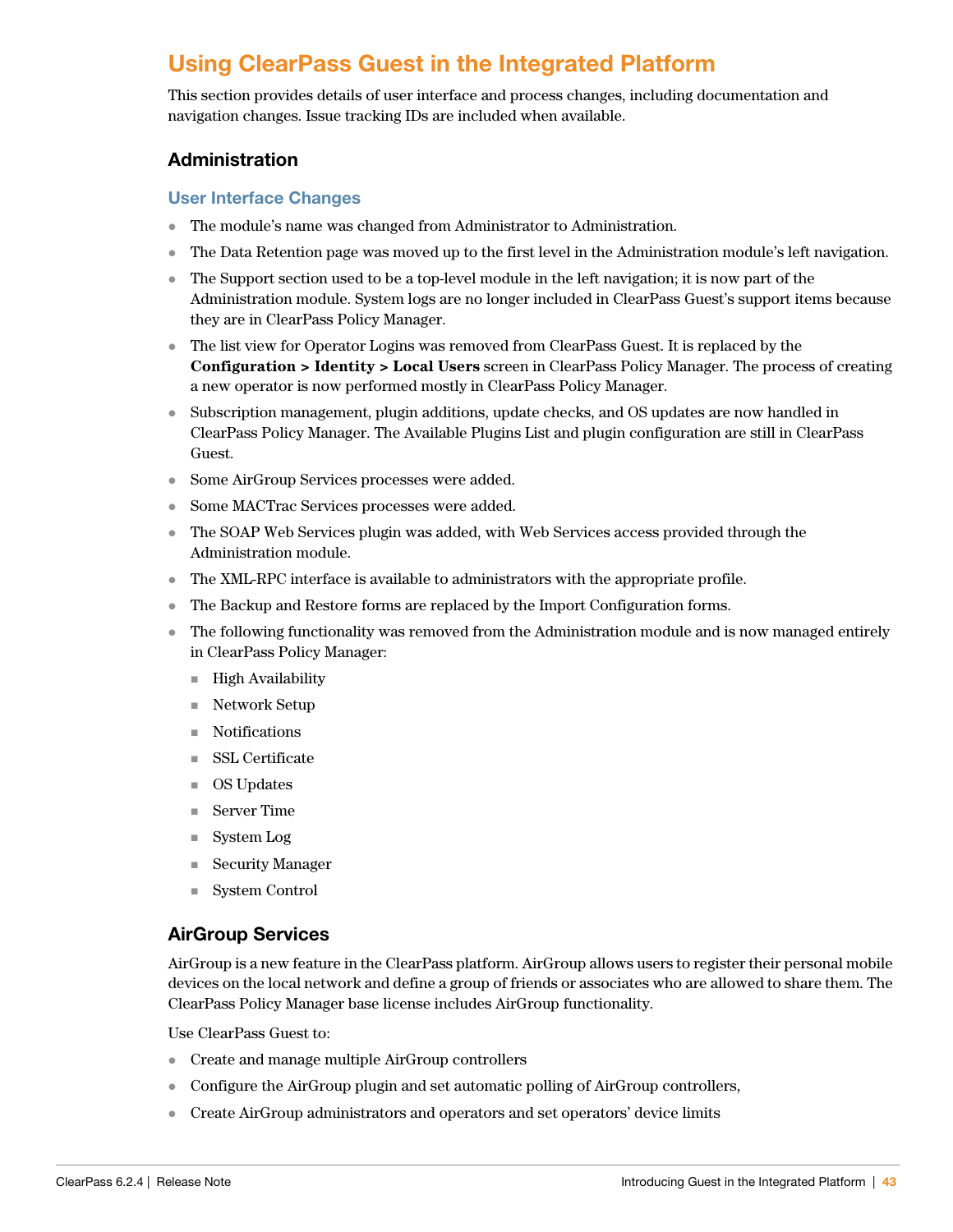# Using ClearPass Guest in the Integrated Platform

This section provides details of user interface and process changes, including documentation and navigation changes. Issue tracking IDs are included when available.

## Administration

### User Interface Changes

- The module's name was changed from Administrator to Administration.
- The Data Retention page was moved up to the first level in the Administration module's left navigation.
- The Support section used to be a top-level module in the left navigation; it is now part of the Administration module. System logs are no longer included in ClearPass Guest's support items because they are in ClearPass Policy Manager.
- The list view for Operator Logins was removed from ClearPass Guest. It is replaced by the **Configuration > Identity > Local Users** screen in ClearPass Policy Manager. The process of creating a new operator is now performed mostly in ClearPass Policy Manager.
- Subscription management, plugin additions, update checks, and OS updates are now handled in ClearPass Policy Manager. The Available Plugins List and plugin configuration are still in ClearPass Guest.
- Some AirGroup Services processes were added.
- Some MACTrac Services processes were added.
- The SOAP Web Services plugin was added, with Web Services access provided through the Administration module.
- The XML-RPC interface is available to administrators with the appropriate profile.
- The Backup and Restore forms are replaced by the Import Configuration forms.
- The following functionality was removed from the Administration module and is now managed entirely in ClearPass Policy Manager:
  - High Availability
  - Network Setup
  - Notifications
  - SSL Certificate
  - OS Updates
  - Server Time
  - System Log
  - Security Manager
  - System Control

## AirGroup Services

AirGroup is a new feature in the ClearPass platform. AirGroup allows users to register their personal mobile devices on the local network and define a group of friends or associates who are allowed to share them. The ClearPass Policy Manager base license includes AirGroup functionality.

Use ClearPass Guest to:

- Create and manage multiple AirGroup controllers
- Configure the AirGroup plugin and set automatic polling of AirGroup controllers,
- Create AirGroup administrators and operators and set operators' device limits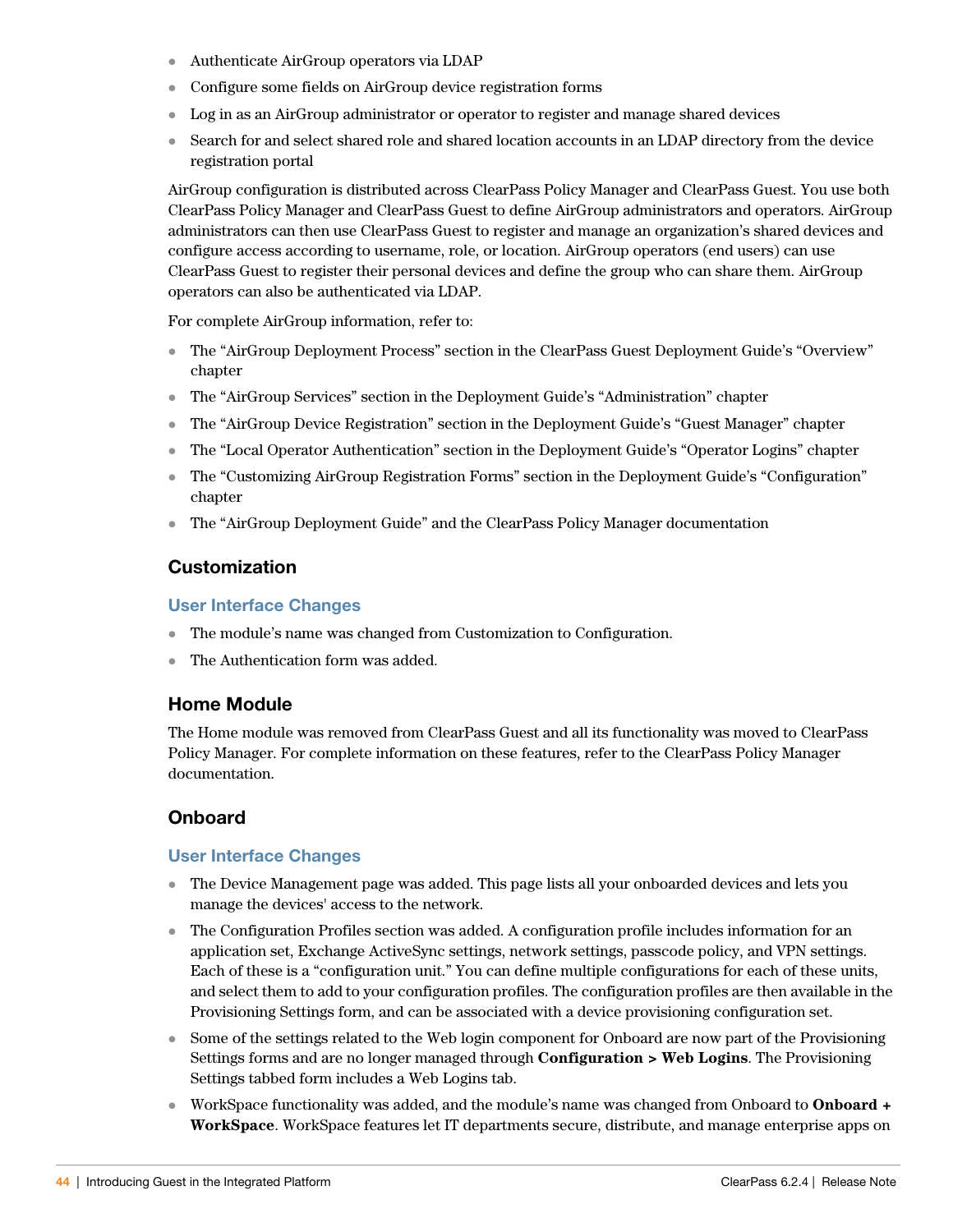- Authenticate AirGroup operators via LDAP
- Configure some fields on AirGroup device registration forms
- Log in as an AirGroup administrator or operator to register and manage shared devices
- Search for and select shared role and shared location accounts in an LDAP directory from the device registration portal

AirGroup configuration is distributed across ClearPass Policy Manager and ClearPass Guest. You use both ClearPass Policy Manager and ClearPass Guest to define AirGroup administrators and operators. AirGroup administrators can then use ClearPass Guest to register and manage an organization's shared devices and configure access according to username, role, or location. AirGroup operators (end users) can use ClearPass Guest to register their personal devices and define the group who can share them. AirGroup operators can also be authenticated via LDAP.

For complete AirGroup information, refer to:

- The "AirGroup Deployment Process" section in the ClearPass Guest Deployment Guide's "Overview" chapter
- The "AirGroup Services" section in the Deployment Guide's "Administration" chapter
- The "AirGroup Device Registration" section in the Deployment Guide's "Guest Manager" chapter
- The "Local Operator Authentication" section in the Deployment Guide's "Operator Logins" chapter
- The "Customizing AirGroup Registration Forms" section in the Deployment Guide's "Configuration" chapter
- The "AirGroup Deployment Guide" and the ClearPass Policy Manager documentation

## Customization

### User Interface Changes

- The module's name was changed from Customization to Configuration.
- The Authentication form was added.

## Home Module

The Home module was removed from ClearPass Guest and all its functionality was moved to ClearPass Policy Manager. For complete information on these features, refer to the ClearPass Policy Manager documentation.

## Onboard

### User Interface Changes

- The Device Management page was added. This page lists all your onboarded devices and lets you manage the devices' access to the network.
- The Configuration Profiles section was added. A configuration profile includes information for an application set, Exchange ActiveSync settings, network settings, passcode policy, and VPN settings. Each of these is a "configuration unit." You can define multiple configurations for each of these units, and select them to add to your configuration profiles. The configuration profiles are then available in the Provisioning Settings form, and can be associated with a device provisioning configuration set.
- Some of the settings related to the Web login component for Onboard are now part of the Provisioning Settings forms and are no longer managed through **Configuration > Web Logins**. The Provisioning Settings tabbed form includes a Web Logins tab.
- WorkSpace functionality was added, and the module's name was changed from Onboard to **Onboard + WorkSpace**. WorkSpace features let IT departments secure, distribute, and manage enterprise apps on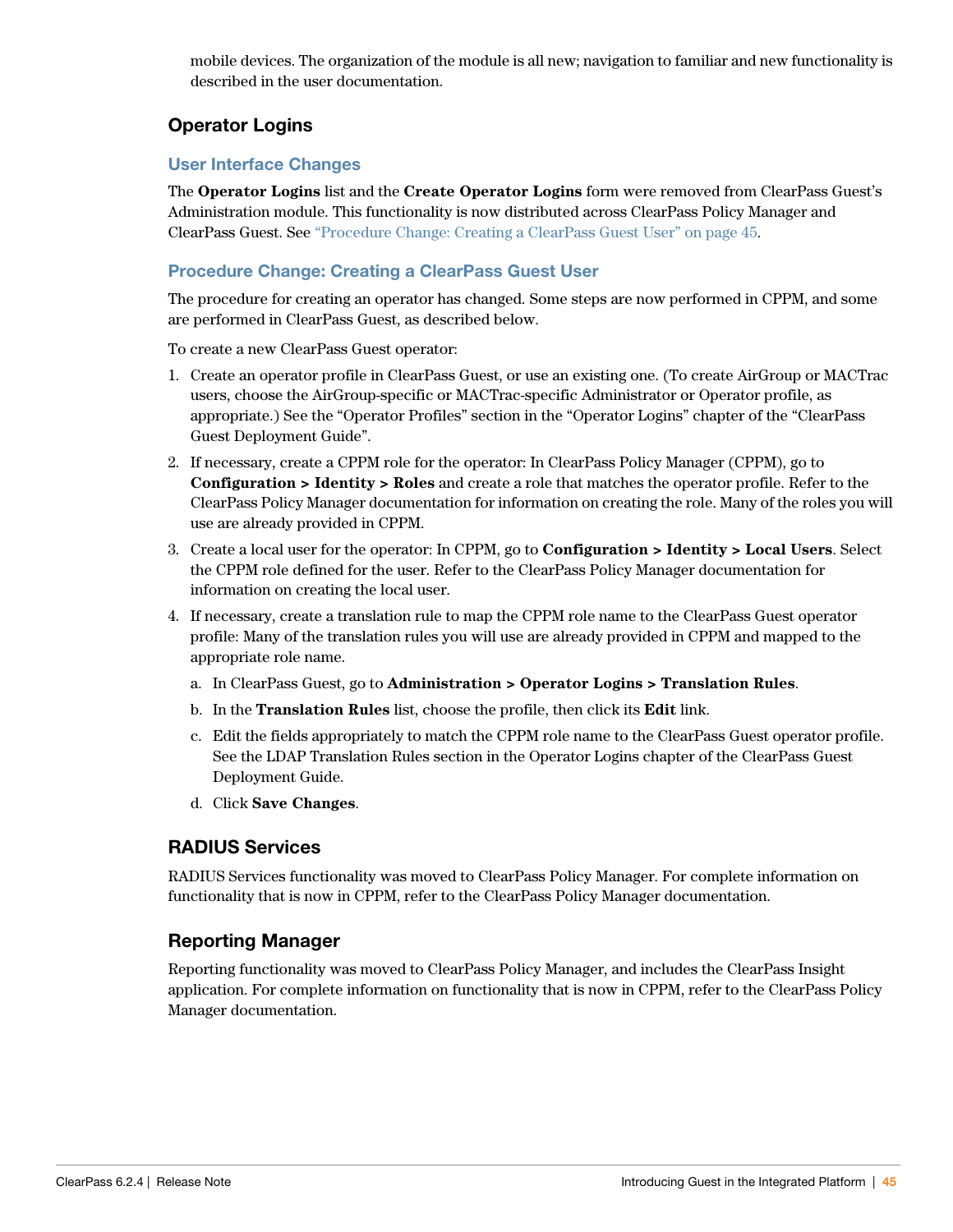mobile devices. The organization of the module is all new; navigation to familiar and new functionality is described in the user documentation.

## Operator Logins

### User Interface Changes

The **Operator Logins** list and the **Create Operator Logins** form were removed from ClearPass Guest's Administration module. This functionality is now distributed across ClearPass Policy Manager and ClearPass Guest. See "Procedure Change: Creating a ClearPass Guest User" on page 45.

### Procedure Change: Creating a ClearPass Guest User

The procedure for creating an operator has changed. Some steps are now performed in CPPM, and some are performed in ClearPass Guest, as described below.

To create a new ClearPass Guest operator:

1. Create an operator profile in ClearPass Guest, or use an existing one. (To create AirGroup or MACTrac users, choose the AirGroup-specific or MACTrac-specific Administrator or Operator profile, as appropriate.) See the "Operator Profiles" section in the "Operator Logins" chapter of the "ClearPass Guest Deployment Guide".
2. If necessary, create a CPPM role for the operator: In ClearPass Policy Manager (CPPM), go to **Configuration > Identity > Roles** and create a role that matches the operator profile. Refer to the ClearPass Policy Manager documentation for information on creating the role. Many of the roles you will use are already provided in CPPM.
3. Create a local user for the operator: In CPPM, go to **Configuration > Identity > Local Users**. Select the CPPM role defined for the user. Refer to the ClearPass Policy Manager documentation for information on creating the local user.
4. If necessary, create a translation rule to map the CPPM role name to the ClearPass Guest operator profile: Many of the translation rules you will use are already provided in CPPM and mapped to the appropriate role name.
   a. In ClearPass Guest, go to **Administration > Operator Logins > Translation Rules**.
   b. In the **Translation Rules** list, choose the profile, then click its **Edit** link.
   c. Edit the fields appropriately to match the CPPM role name to the ClearPass Guest operator profile. See the LDAP Translation Rules section in the Operator Logins chapter of the ClearPass Guest Deployment Guide.
   d. Click **Save Changes**.

## RADIUS Services

RADIUS Services functionality was moved to ClearPass Policy Manager. For complete information on functionality that is now in CPPM, refer to the ClearPass Policy Manager documentation.

## Reporting Manager

Reporting functionality was moved to ClearPass Policy Manager, and includes the ClearPass Insight application. For complete information on functionality that is now in CPPM, refer to the ClearPass Policy Manager documentation.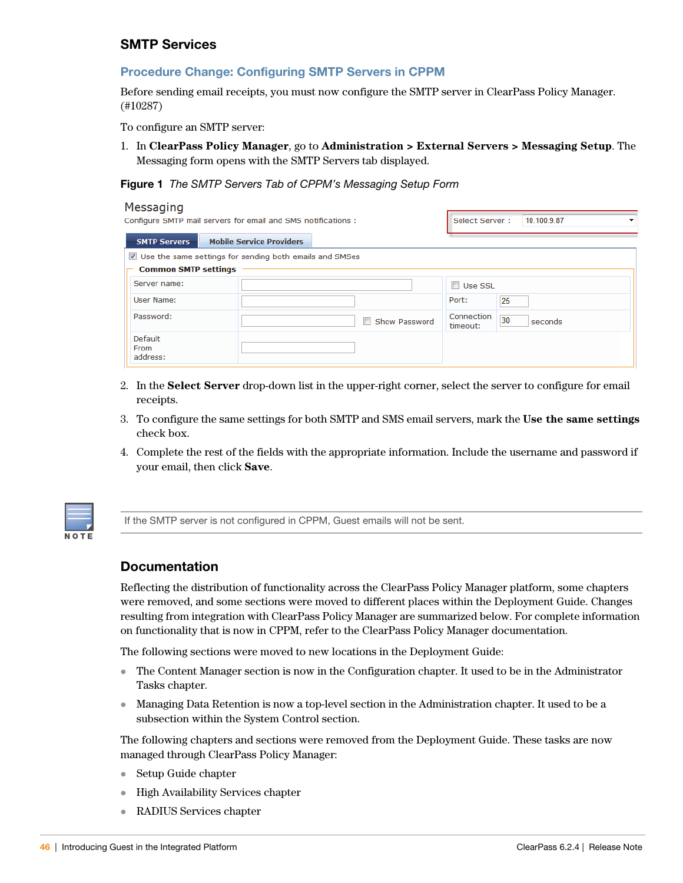## SMTP Services

### Procedure Change: Configuring SMTP Servers in CPPM

Before sending email receipts, you must now configure the SMTP server in ClearPass Policy Manager. (#10287)

To configure an SMTP server:

1. In **ClearPass Policy Manager**, go to **Administration > External Servers > Messaging Setup**. The Messaging form opens with the SMTP Servers tab displayed.

**Figure 1** *The SMTP Servers Tab of CPPM's Messaging Setup Form*

2. In the **Select Server** drop-down list in the upper-right corner, select the server to configure for email receipts.
3. To configure the same settings for both SMTP and SMS email servers, mark the **Use the same settings** check box.
4. Complete the rest of the fields with the appropriate information. Include the username and password if your email, then click **Save**.

> **NOTE:** If the SMTP server is not configured in CPPM, Guest emails will not be sent.

## Documentation

Reflecting the distribution of functionality across the ClearPass Policy Manager platform, some chapters were removed, and some sections were moved to different places within the Deployment Guide. Changes resulting from integration with ClearPass Policy Manager are summarized below. For complete information on functionality that is now in CPPM, refer to the ClearPass Policy Manager documentation.

The following sections were moved to new locations in the Deployment Guide:

- The Content Manager section is now in the Configuration chapter. It used to be in the Administrator Tasks chapter.
- Managing Data Retention is now a top-level section in the Administration chapter. It used to be a subsection within the System Control section.

The following chapters and sections were removed from the Deployment Guide. These tasks are now managed through ClearPass Policy Manager:

- Setup Guide chapter
- High Availability Services chapter
- RADIUS Services chapter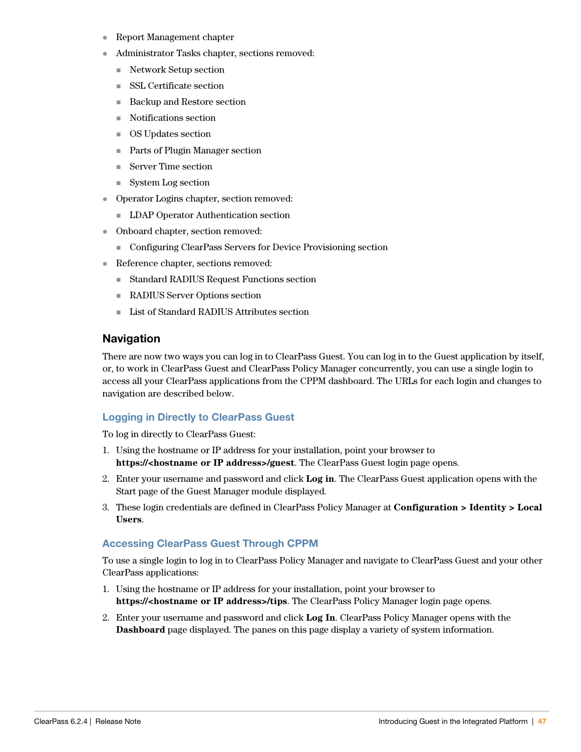- Report Management chapter
- Administrator Tasks chapter, sections removed:
  - Network Setup section
  - SSL Certificate section
  - Backup and Restore section
  - Notifications section
  - OS Updates section
  - Parts of Plugin Manager section
  - Server Time section
  - System Log section
- Operator Logins chapter, section removed:
  - LDAP Operator Authentication section
- Onboard chapter, section removed:
  - Configuring ClearPass Servers for Device Provisioning section
- Reference chapter, sections removed:
  - Standard RADIUS Request Functions section
  - RADIUS Server Options section
  - List of Standard RADIUS Attributes section

## Navigation

There are now two ways you can log in to ClearPass Guest. You can log in to the Guest application by itself, or, to work in ClearPass Guest and ClearPass Policy Manager concurrently, you can use a single login to access all your ClearPass applications from the CPPM dashboard. The URLs for each login and changes to navigation are described below.

### Logging in Directly to ClearPass Guest

To log in directly to ClearPass Guest:

1. Using the hostname or IP address for your installation, point your browser to **https://<hostname or IP address>/guest**. The ClearPass Guest login page opens.
2. Enter your username and password and click **Log in**. The ClearPass Guest application opens with the Start page of the Guest Manager module displayed.
3. These login credentials are defined in ClearPass Policy Manager at **Configuration > Identity > Local Users**.

### Accessing ClearPass Guest Through CPPM

To use a single login to log in to ClearPass Policy Manager and navigate to ClearPass Guest and your other ClearPass applications:

1. Using the hostname or IP address for your installation, point your browser to **https://<hostname or IP address>/tips**. The ClearPass Policy Manager login page opens.
2. Enter your username and password and click **Log In**. ClearPass Policy Manager opens with the **Dashboard** page displayed. The panes on this page display a variety of system information.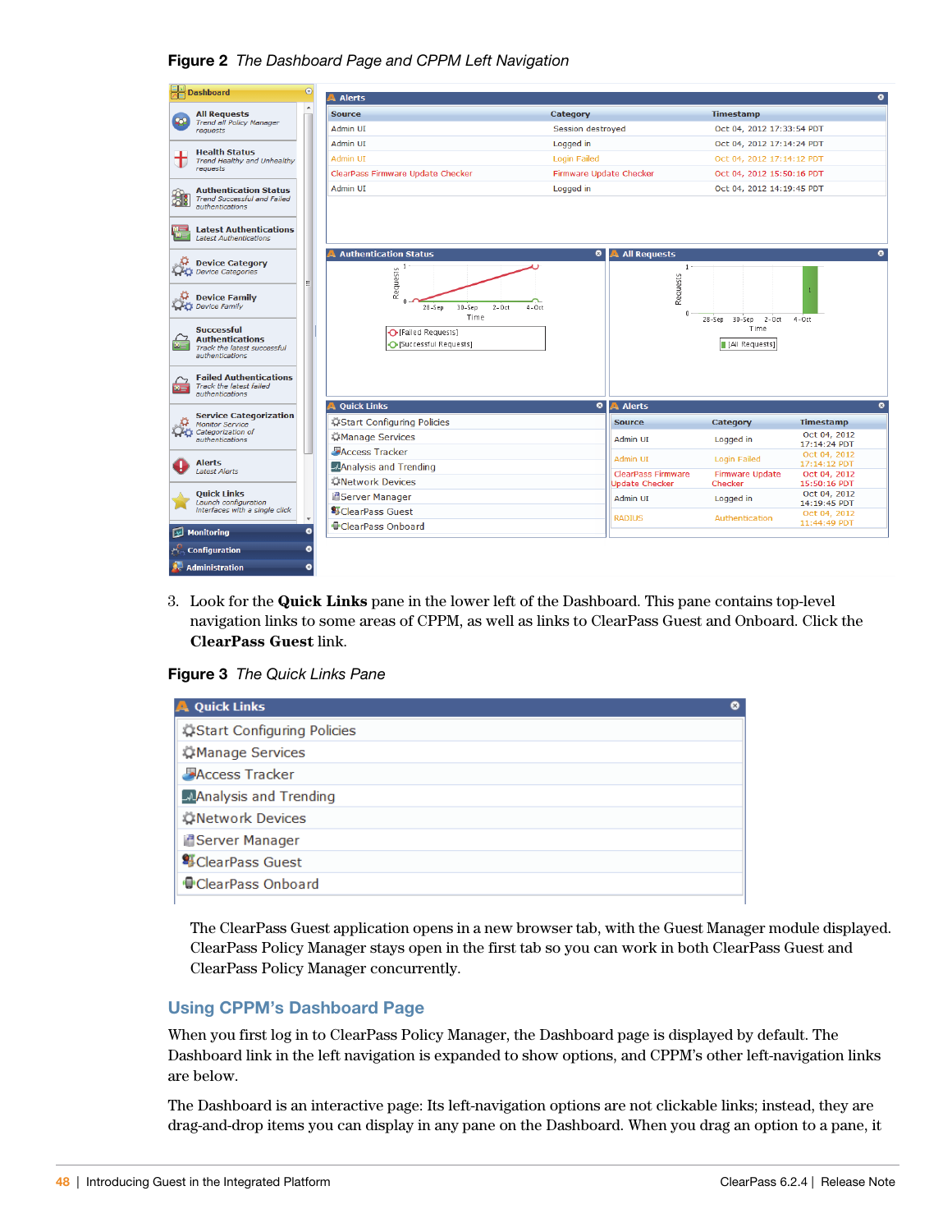**Figure 2** *The Dashboard Page and CPPM Left Navigation*

3. Look for the **Quick Links** pane in the lower left of the Dashboard. This pane contains top-level navigation links to some areas of CPPM, as well as links to ClearPass Guest and Onboard. Click the **ClearPass Guest** link.

**Figure 3** *The Quick Links Pane*

The ClearPass Guest application opens in a new browser tab, with the Guest Manager module displayed. ClearPass Policy Manager stays open in the first tab so you can work in both ClearPass Guest and ClearPass Policy Manager concurrently.

## Using CPPM's Dashboard Page

When you first log in to ClearPass Policy Manager, the Dashboard page is displayed by default. The Dashboard link in the left navigation is expanded to show options, and CPPM's other left-navigation links are below.

The Dashboard is an interactive page: Its left-navigation options are not clickable links; instead, they are drag-and-drop items you can display in any pane on the Dashboard. When you drag an option to a pane, it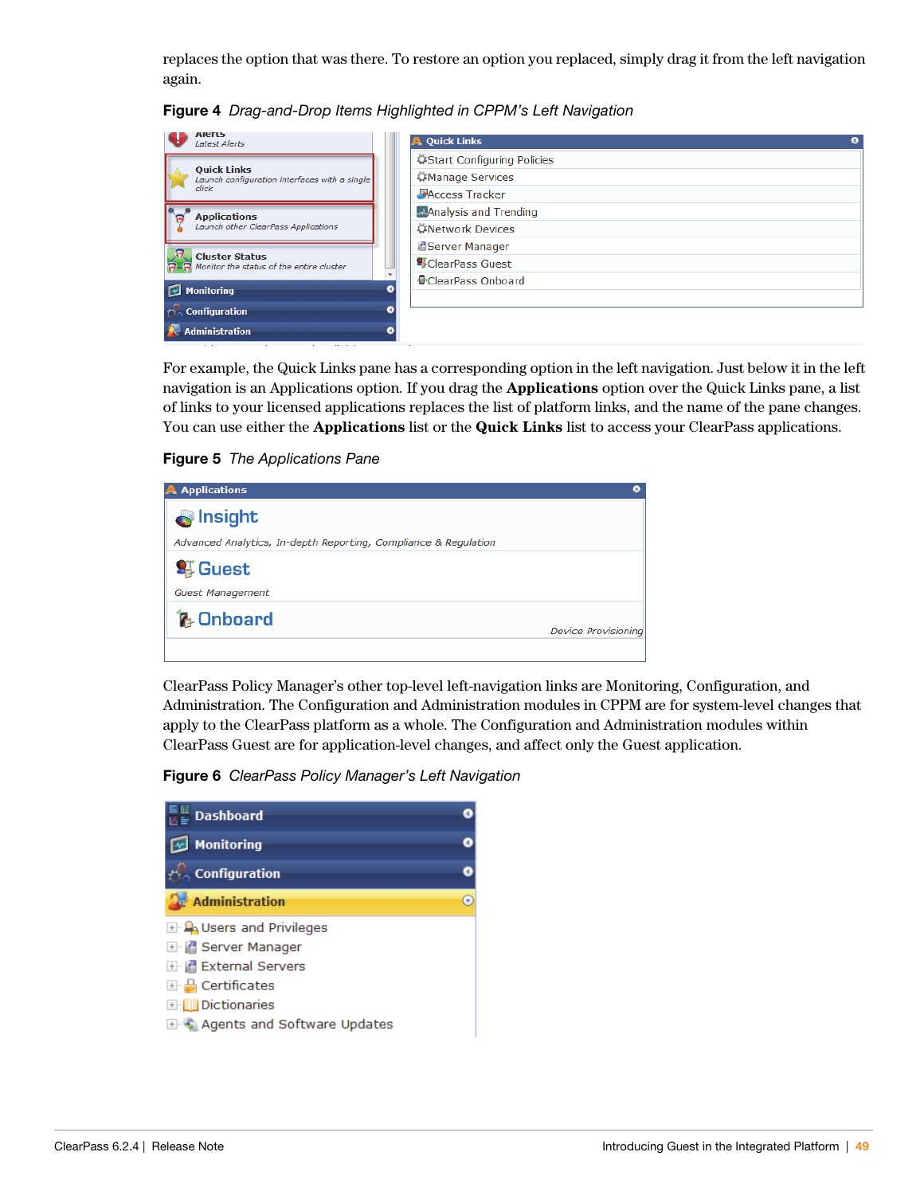replaces the option that was there. To restore an option you replaced, simply drag it from the left navigation again.

**Figure 4** *Drag-and-Drop Items Highlighted in CPPM's Left Navigation*

For example, the Quick Links pane has a corresponding option in the left navigation. Just below it in the left navigation is an Applications option. If you drag the **Applications** option over the Quick Links pane, a list of links to your licensed applications replaces the list of platform links, and the name of the pane changes. You can use either the **Applications** list or the **Quick Links** list to access your ClearPass applications.

**Figure 5** *The Applications Pane*

ClearPass Policy Manager's other top-level left-navigation links are Monitoring, Configuration, and Administration. The Configuration and Administration modules in CPPM are for system-level changes that apply to the ClearPass platform as a whole. The Configuration and Administration modules within ClearPass Guest are for application-level changes, and affect only the Guest application.

**Figure 6** *ClearPass Policy Manager's Left Navigation*